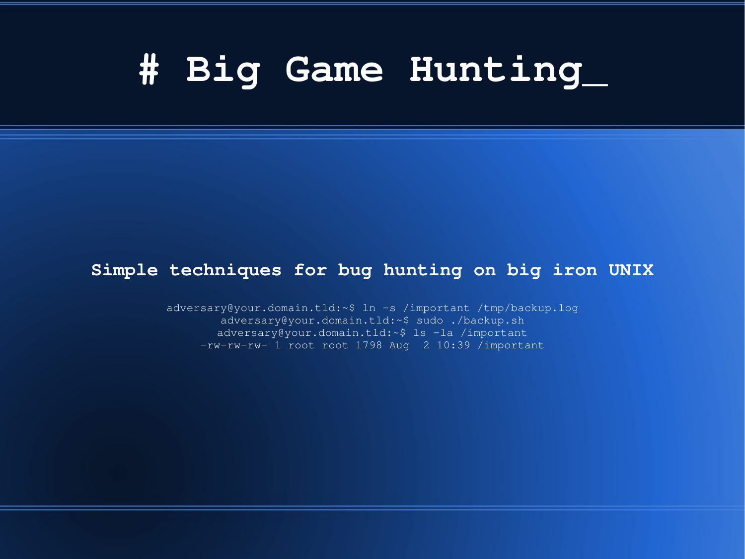# # Big Game Hunting_

**Simple techniques for bug hunting on big iron UNIX**

```
adversary@your.domain.tld:~$ ln -s /important /tmp/backup.log
adversary@your.domain.tld:~$ sudo ./backup.sh
adversary@your.domain.tld:~$ ls -la /important
-rw-rw-rw- 1 root root 1798 Aug  2 10:39 /important
```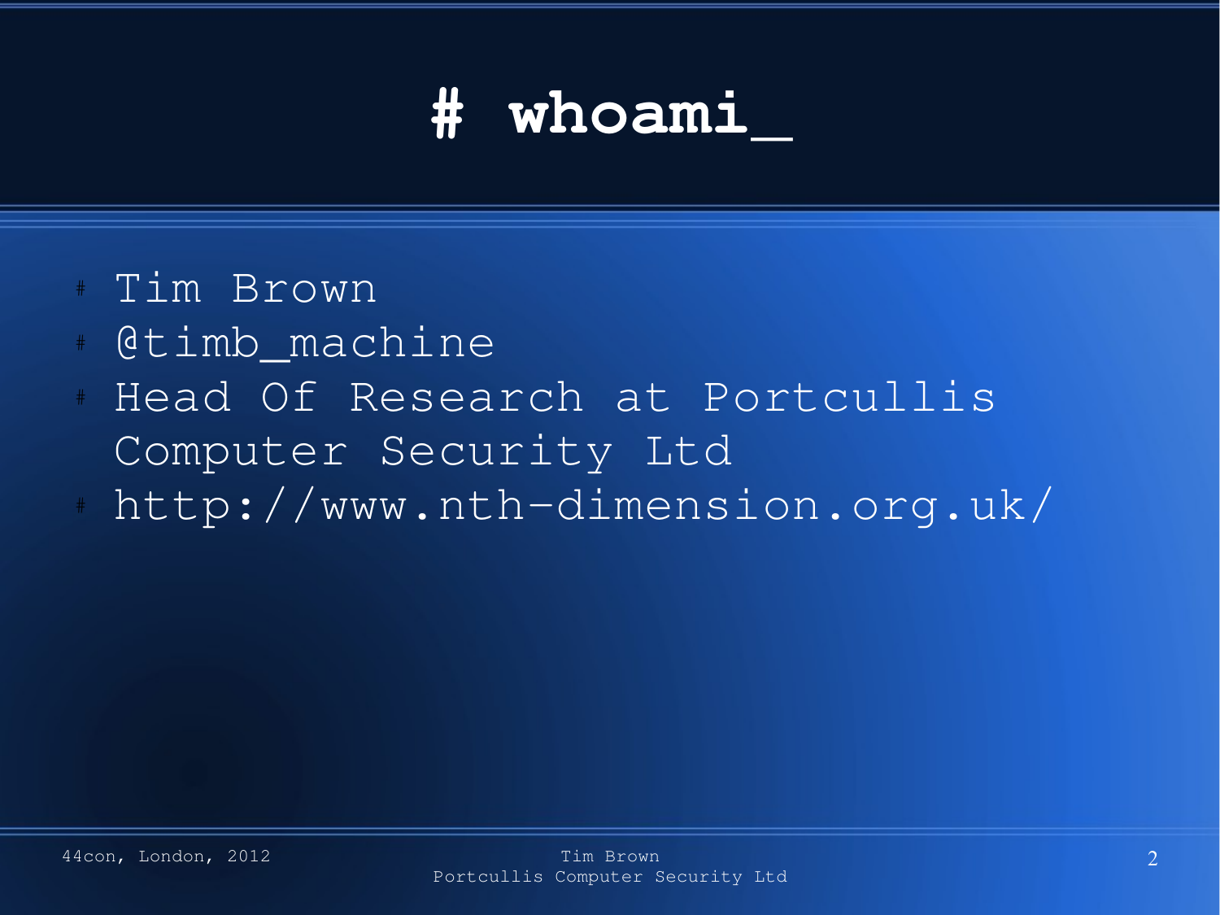# # whoami_

- Tim Brown
- @timb_machine
- Head Of Research at Portcullis Computer Security Ltd
- http://www.nth-dimension.org.uk/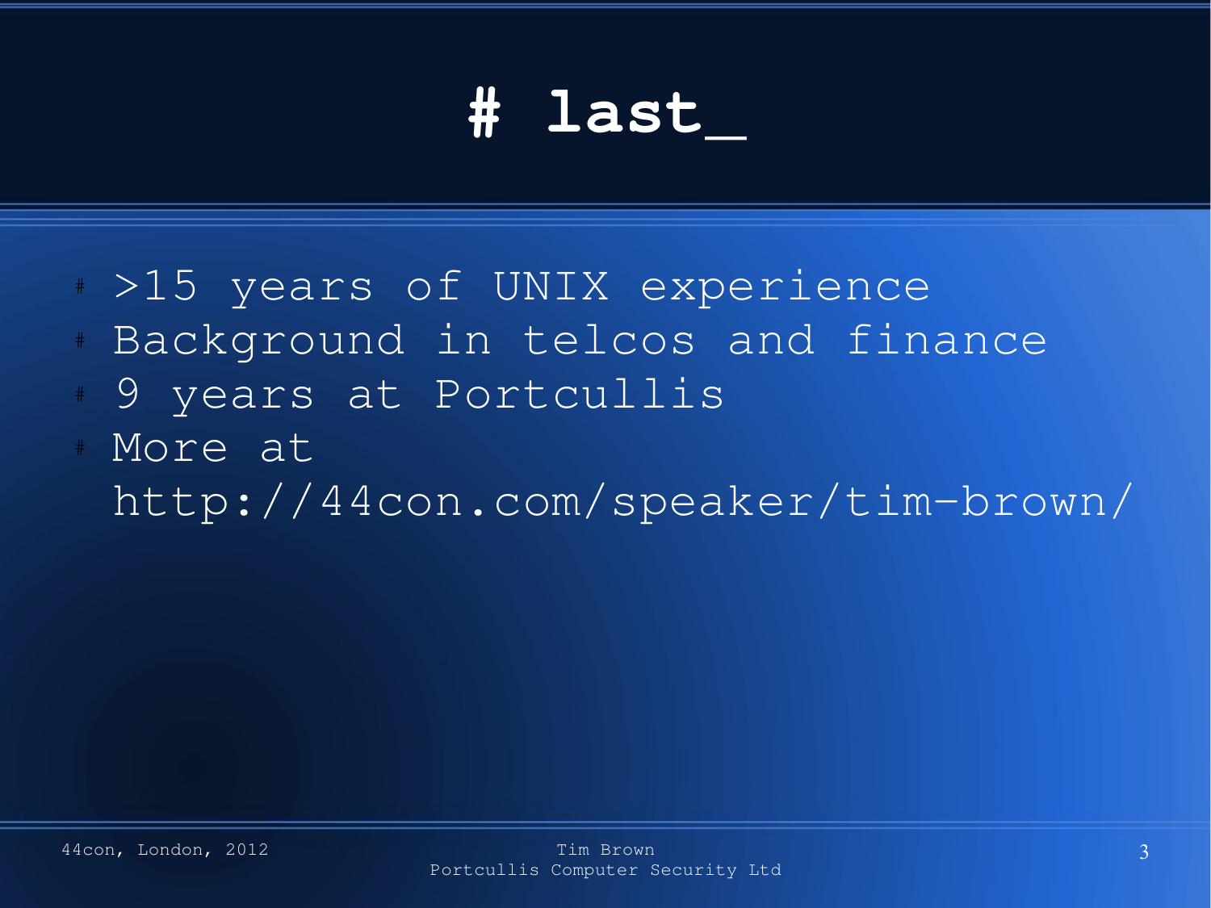# # last_

- >15 years of UNIX experience
- Background in telcos and finance
- 9 years at Portcullis
- More at http://44con.com/speaker/tim-brown/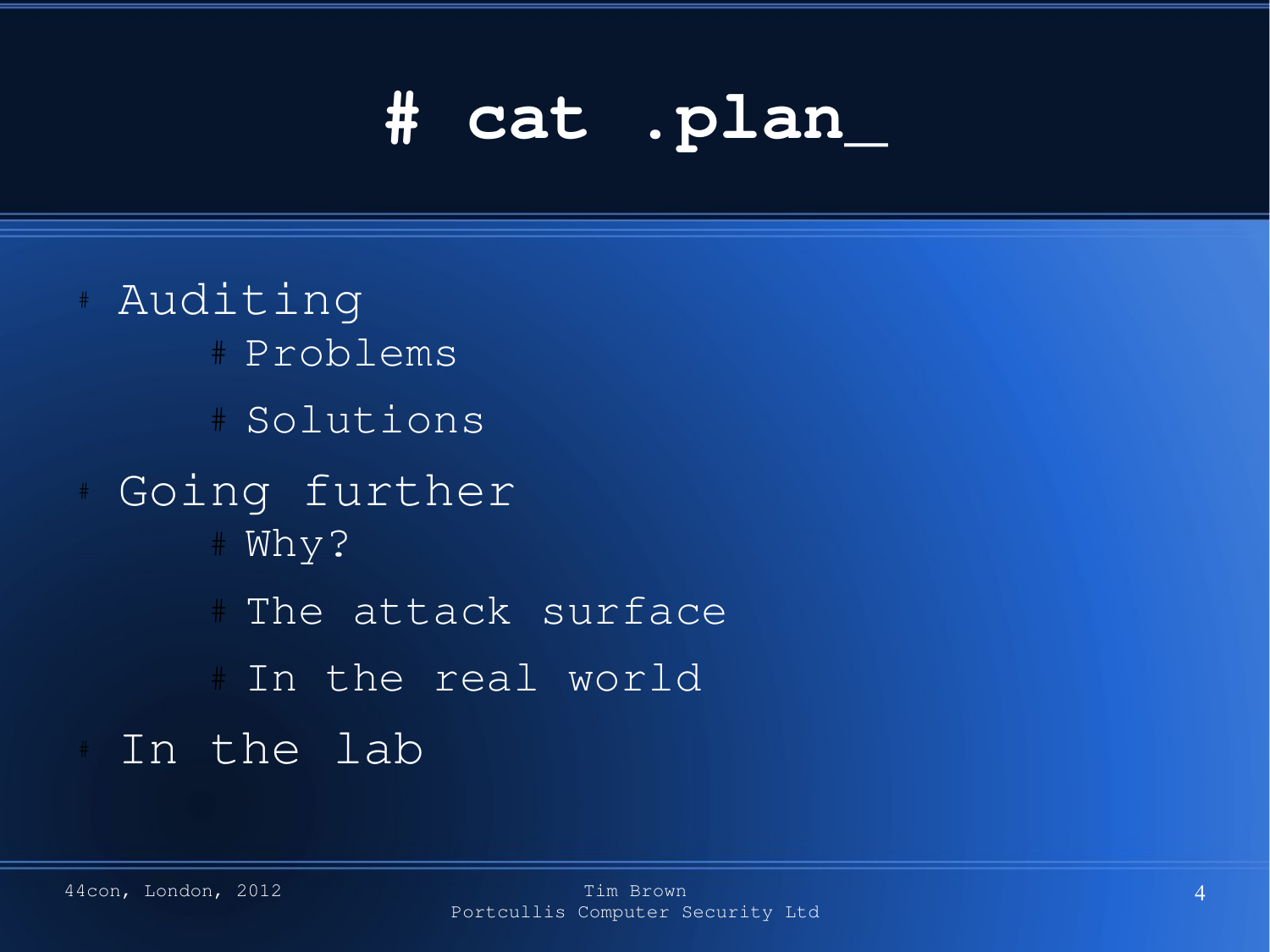# # cat .plan_

- Auditing
  - Problems
  - Solutions
- Going further
  - Why?
  - The attack surface
  - In the real world
- In the lab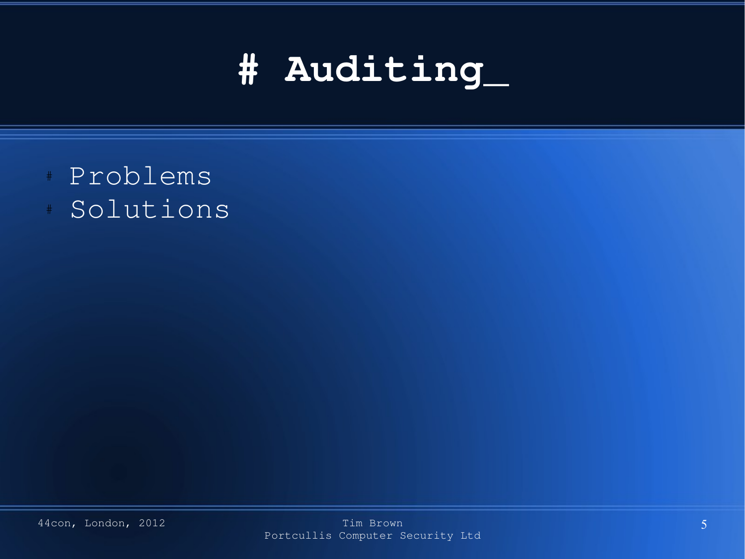# # Auditing_

- Problems
- Solutions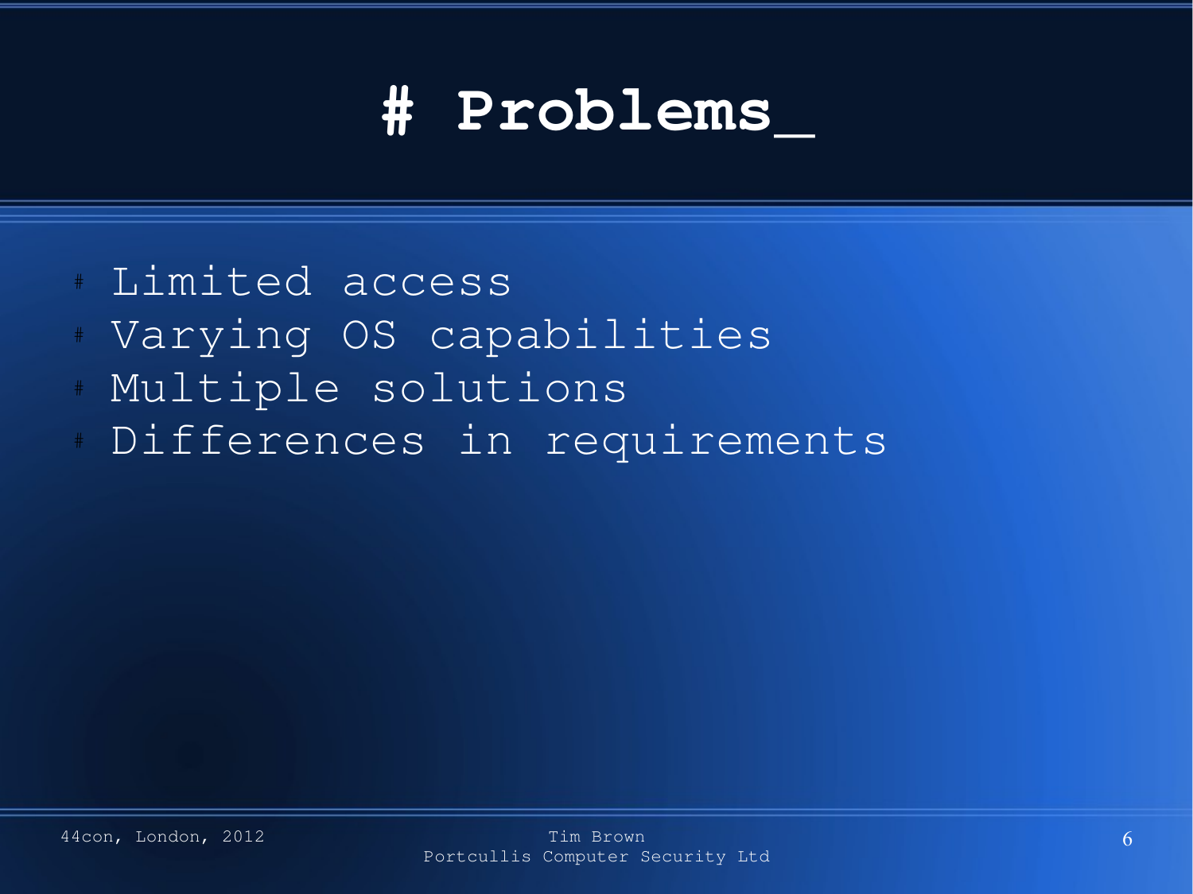# # Problems_

- Limited access
- Varying OS capabilities
- Multiple solutions
- Differences in requirements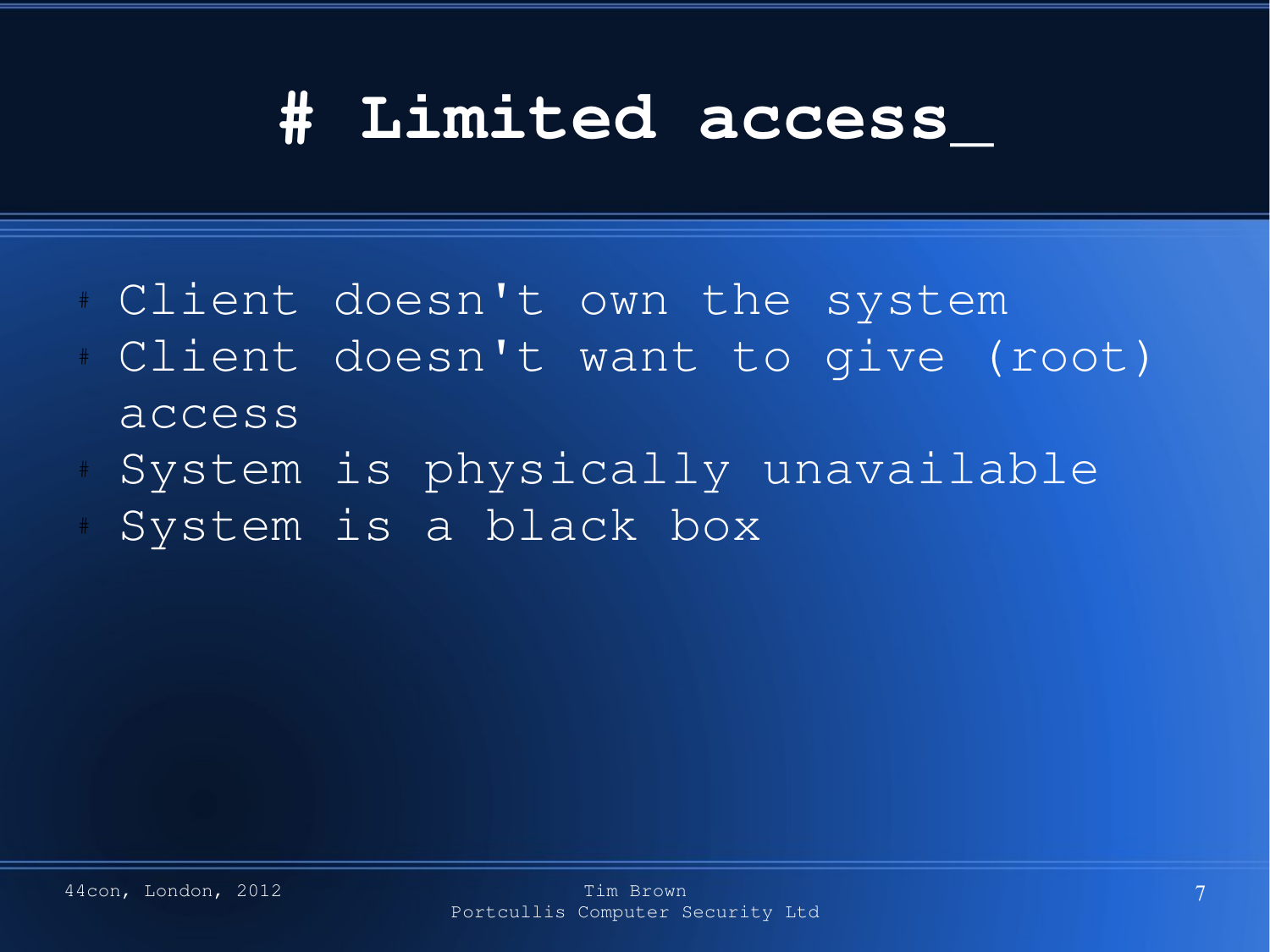# Limited access_

- Client doesn't own the system
- Client doesn't want to give (root) access
- System is physically unavailable
- System is a black box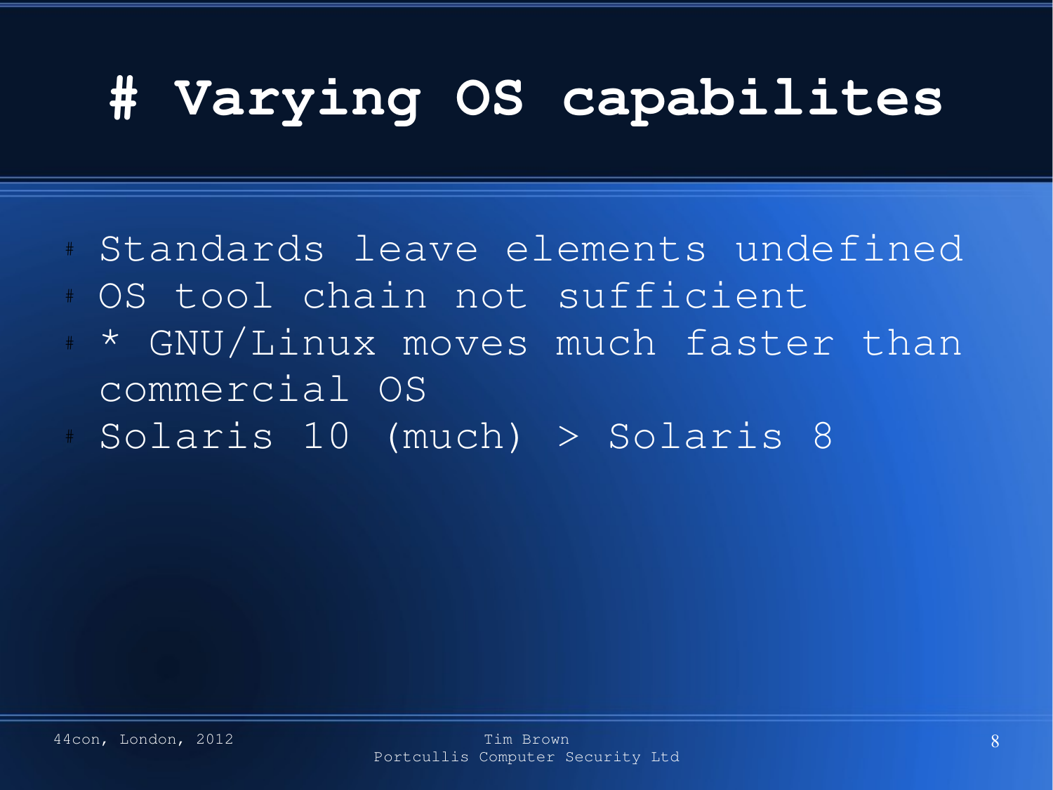# # Varying OS capabilites

- Standards leave elements undefined
- OS tool chain not sufficient
- * GNU/Linux moves much faster than commercial OS
- Solaris 10 (much) > Solaris 8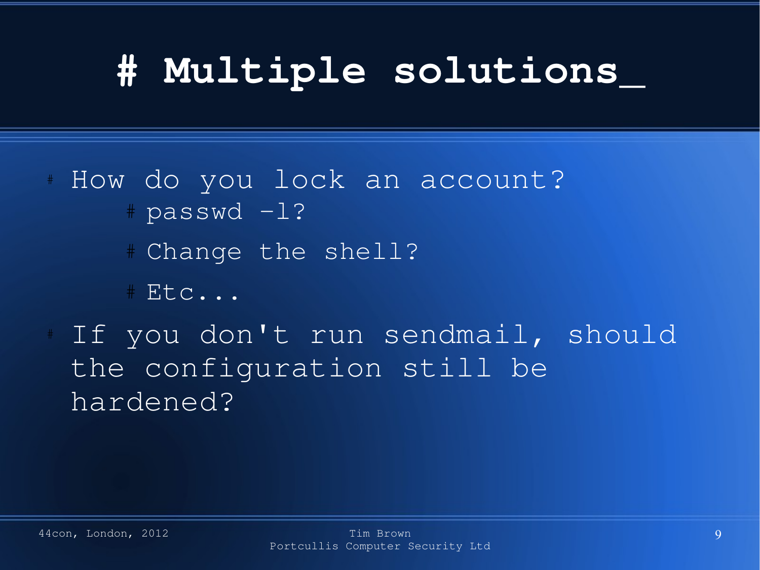# # Multiple solutions_

- How do you lock an account?
  - passwd -l?
  - Change the shell?
  - Etc...
- If you don't run sendmail, should the configuration still be hardened?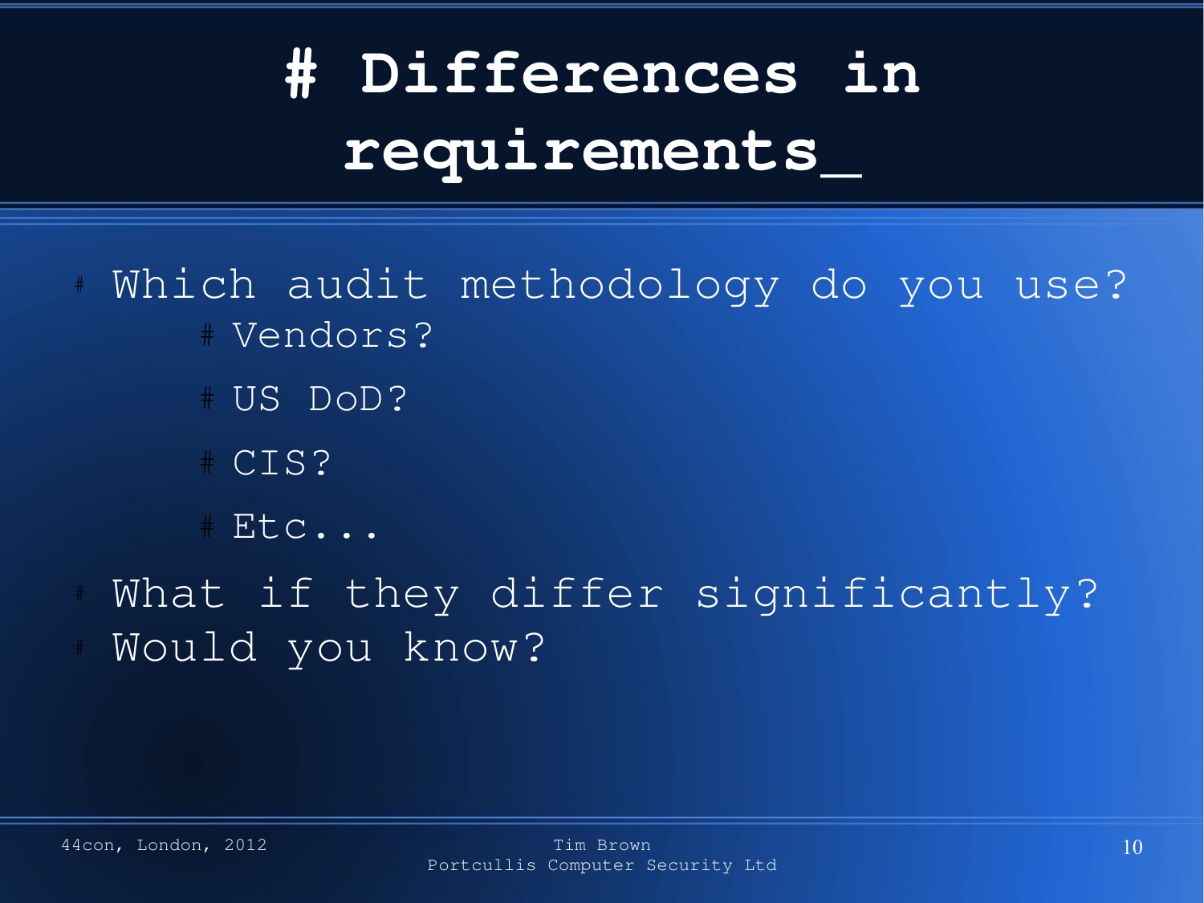# # Differences in requirements_

- Which audit methodology do you use?
  - Vendors?
  - US DoD?
  - CIS?
  - Etc...
- What if they differ significantly?
- Would you know?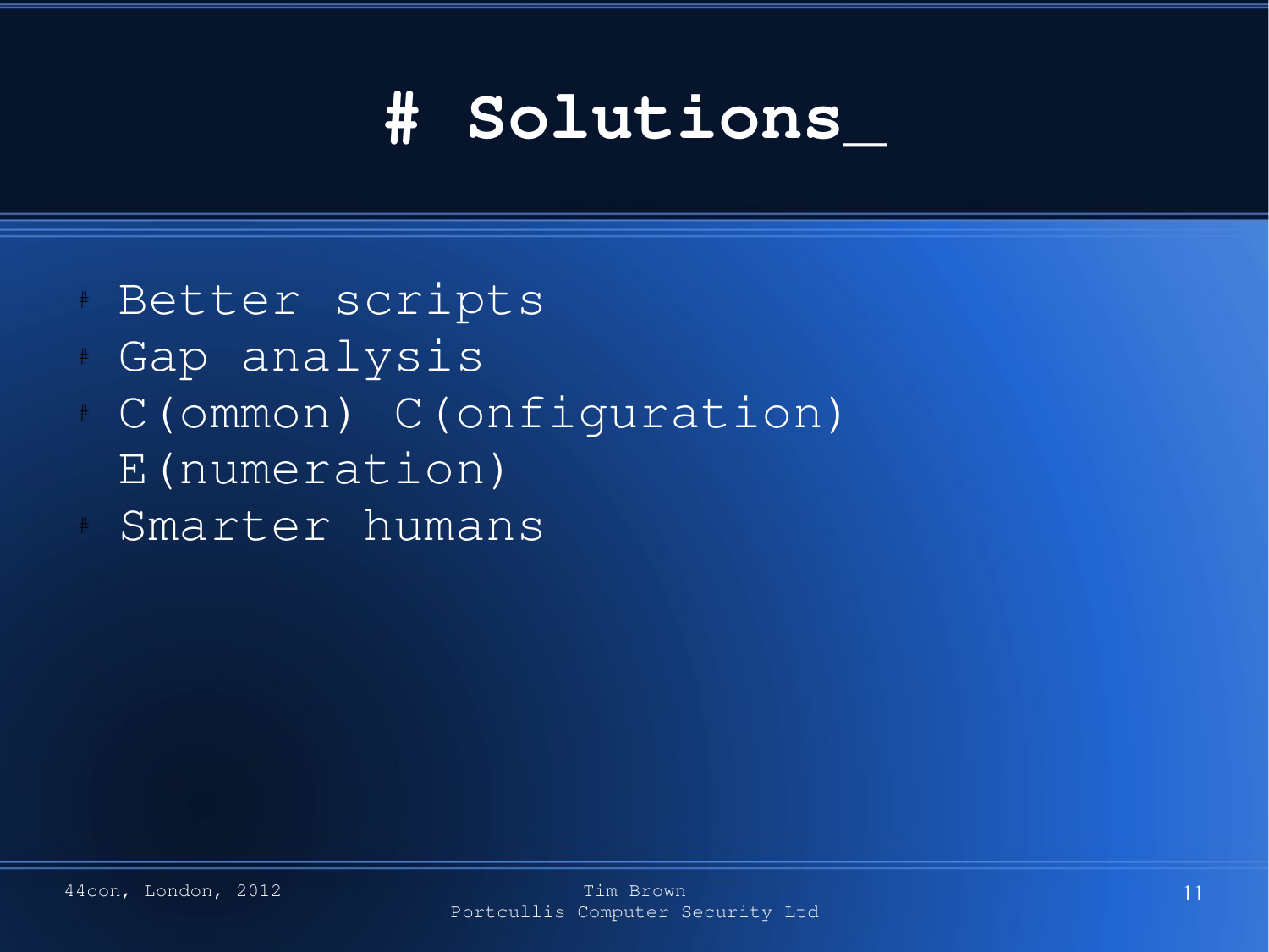# Solutions_

- Better scripts
- Gap analysis
- C(ommon) C(onfiguration) E(numeration)
- Smarter humans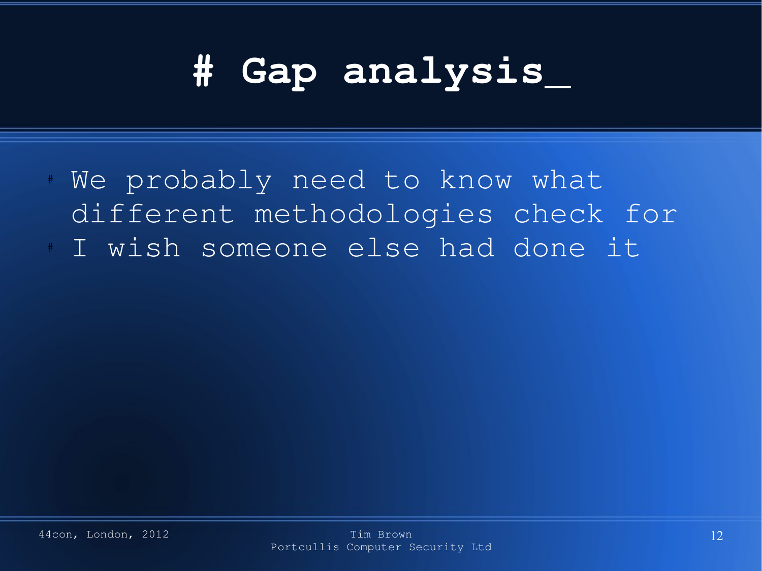# Gap analysis_

- We probably need to know what different methodologies check for
- I wish someone else had done it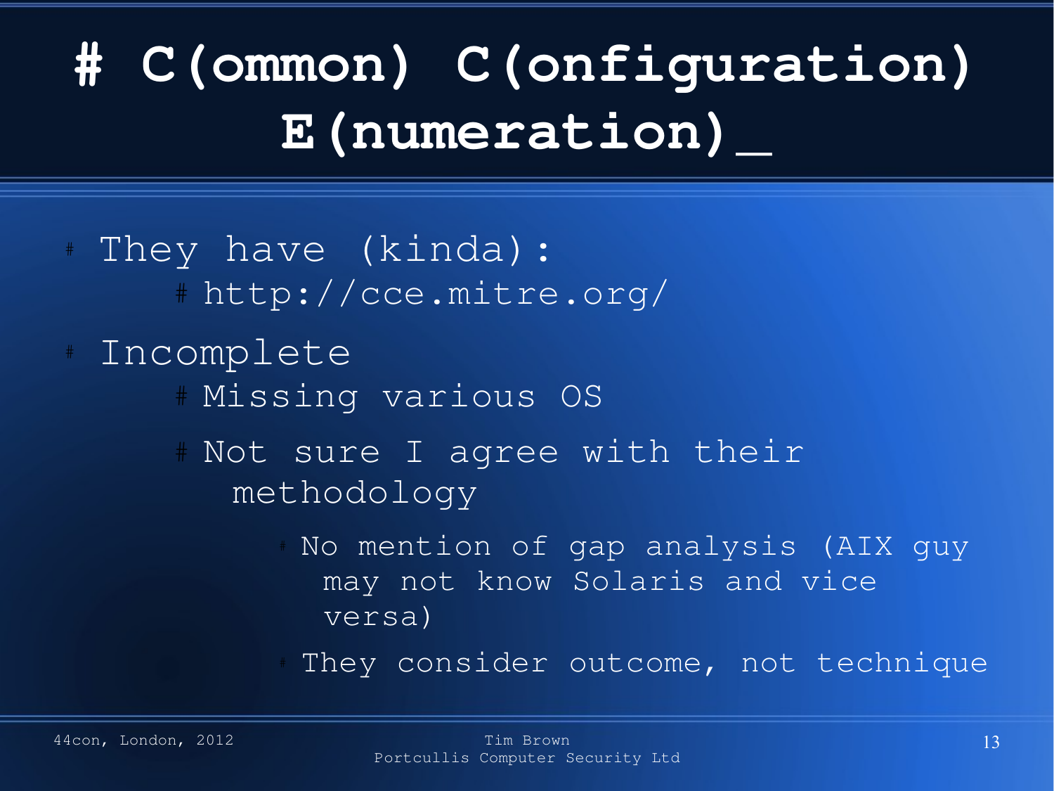# # C(ommon) C(onfiguration) E(numeration)_

- They have (kinda):
  - http://cce.mitre.org/
- Incomplete
  - Missing various OS
  - Not sure I agree with their methodology
    - No mention of gap analysis (AIX guy may not know Solaris and vice versa)
    - They consider outcome, not technique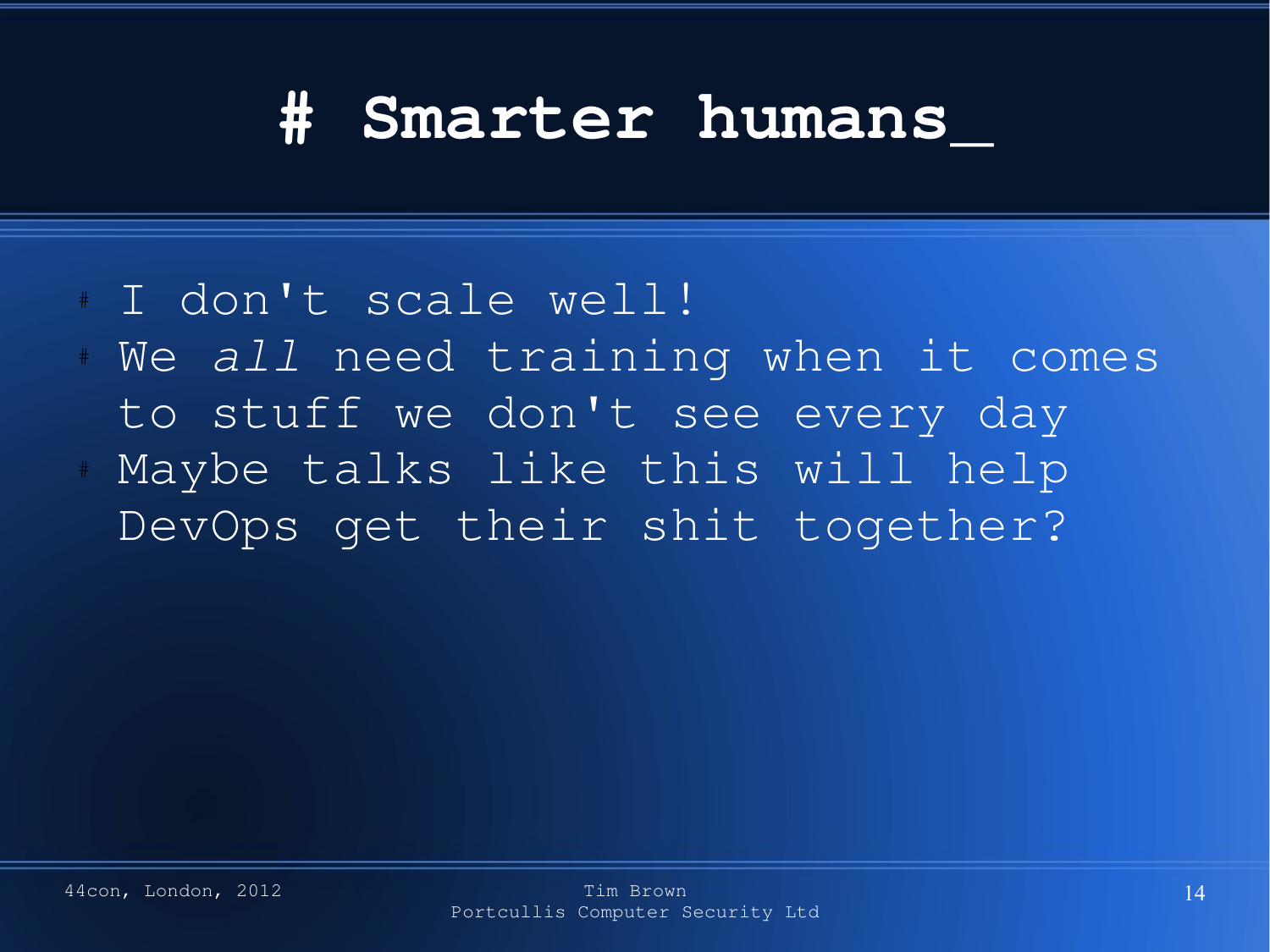# Smarter humans_

- I don't scale well!
- We *all* need training when it comes to stuff we don't see every day
- Maybe talks like this will help DevOps get their shit together?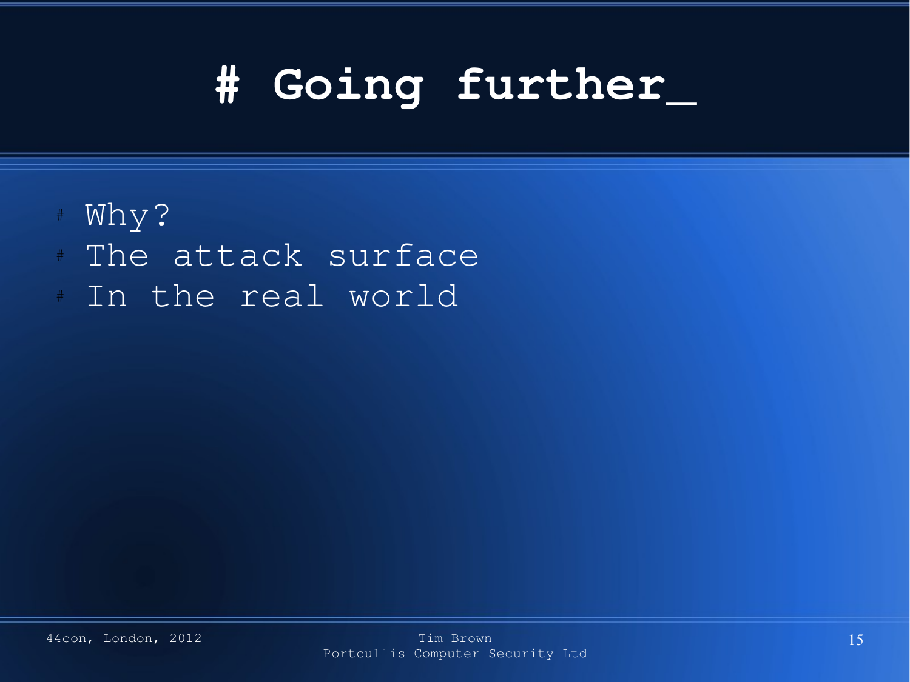# # Going further_

- Why?
- The attack surface
- In the real world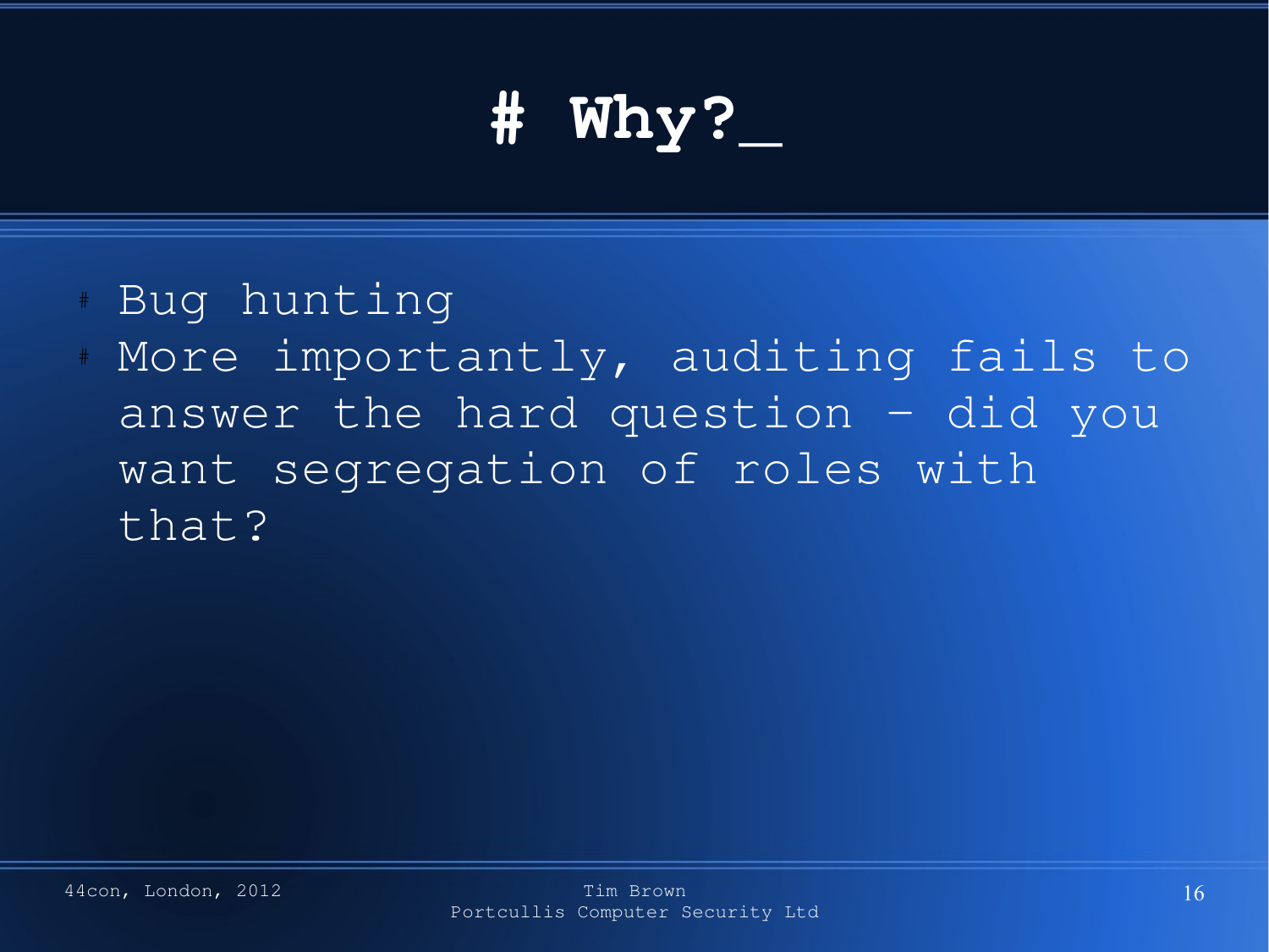# # Why?_

- Bug hunting
- More importantly, auditing fails to answer the hard question – did you want segregation of roles with that?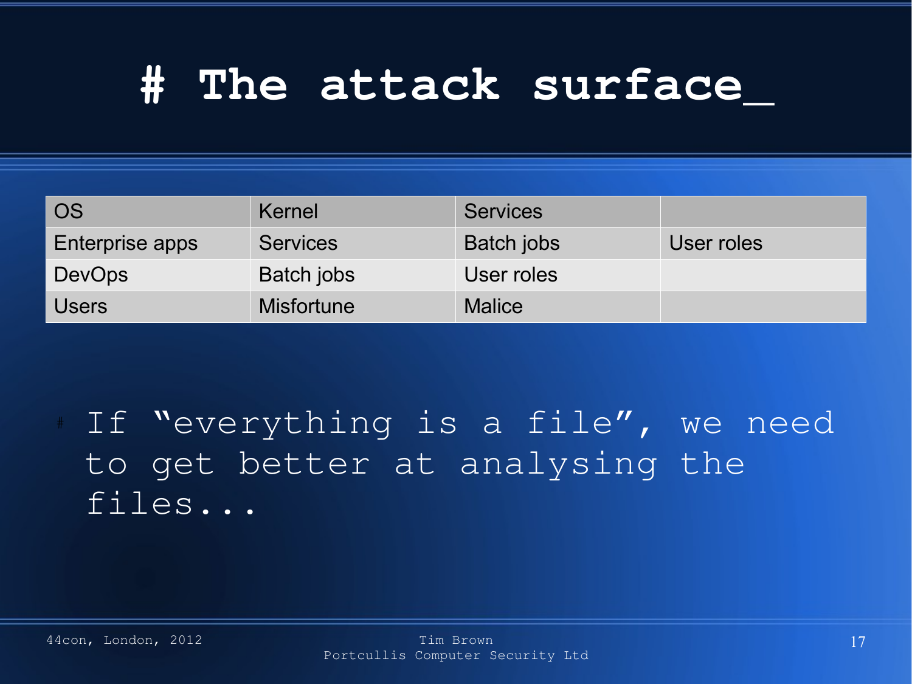# # The attack surface_

| OS | Kernel | Services | |
|---|---|---|---|
| Enterprise apps | Services | Batch jobs | User roles |
| DevOps | Batch jobs | User roles | |
| Users | Misfortune | Malice | |

- If "everything is a file", we need to get better at analysing the files...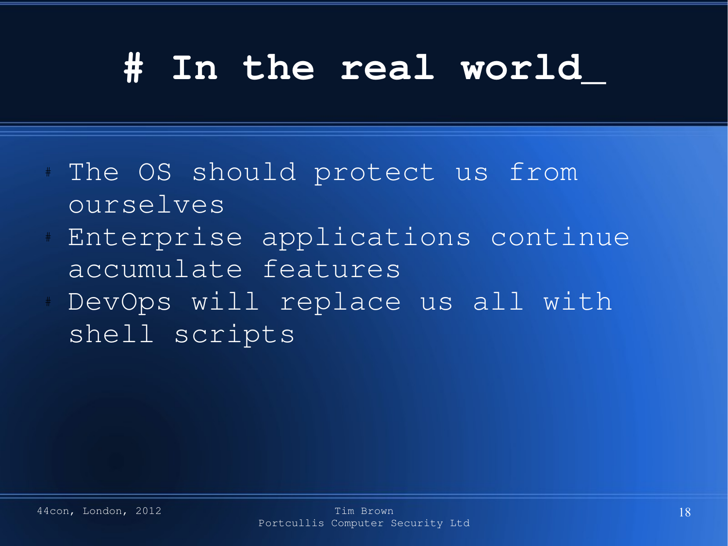# # In the real world_

- The OS should protect us from ourselves
- Enterprise applications continue accumulate features
- DevOps will replace us all with shell scripts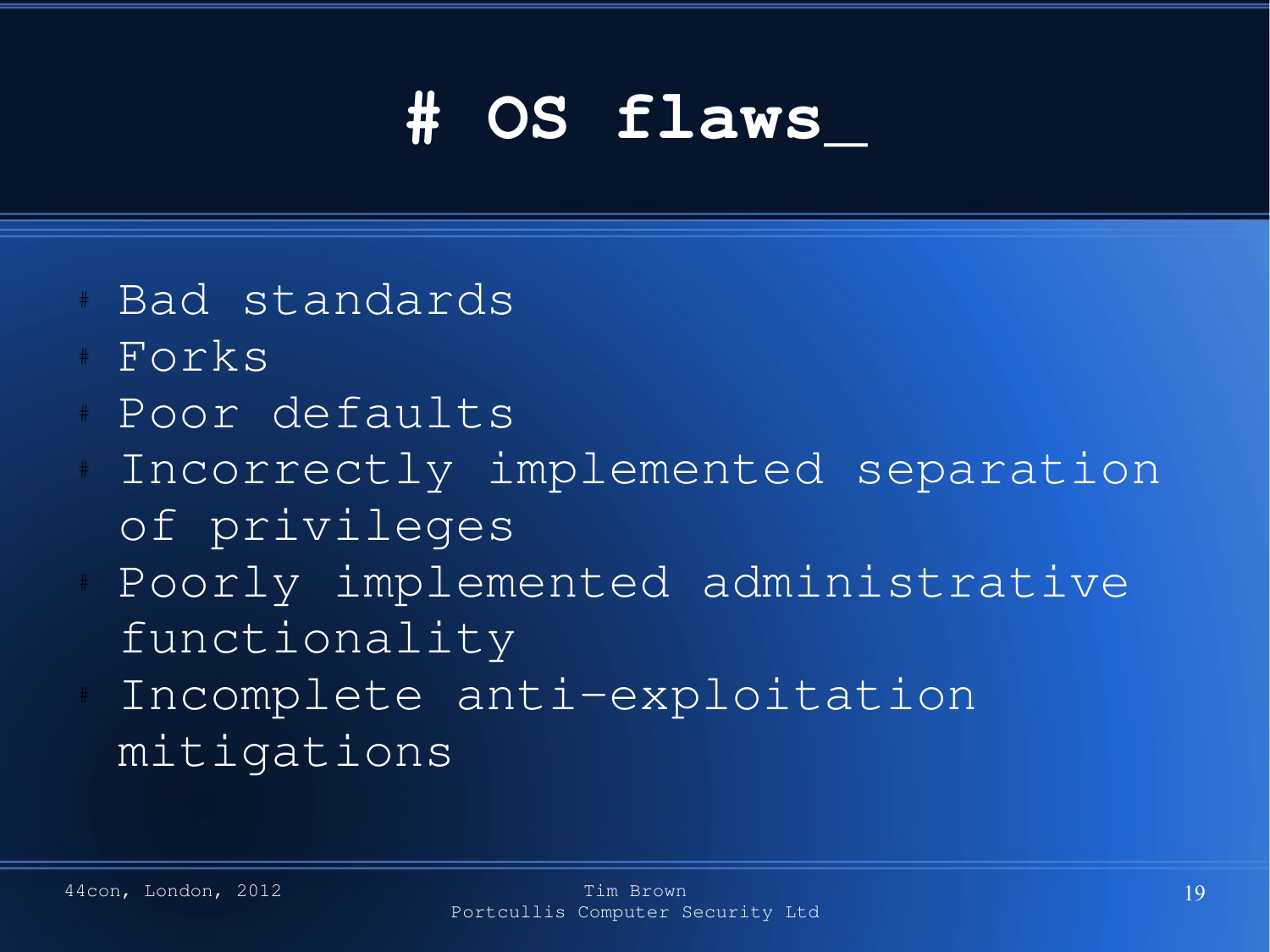# # OS flaws_

- Bad standards
- Forks
- Poor defaults
- Incorrectly implemented separation of privileges
- Poorly implemented administrative functionality
- Incomplete anti-exploitation mitigations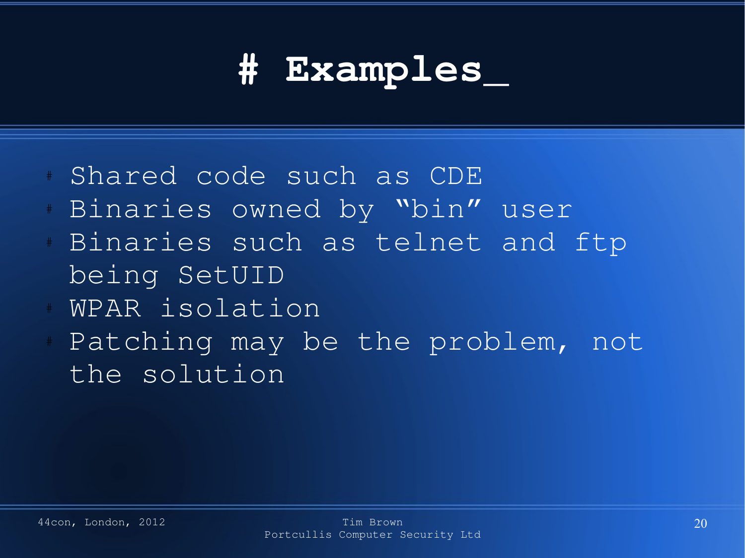# Examples_

- Shared code such as CDE
- Binaries owned by “bin” user
- Binaries such as telnet and ftp being SetUID
- WPAR isolation
- Patching may be the problem, not the solution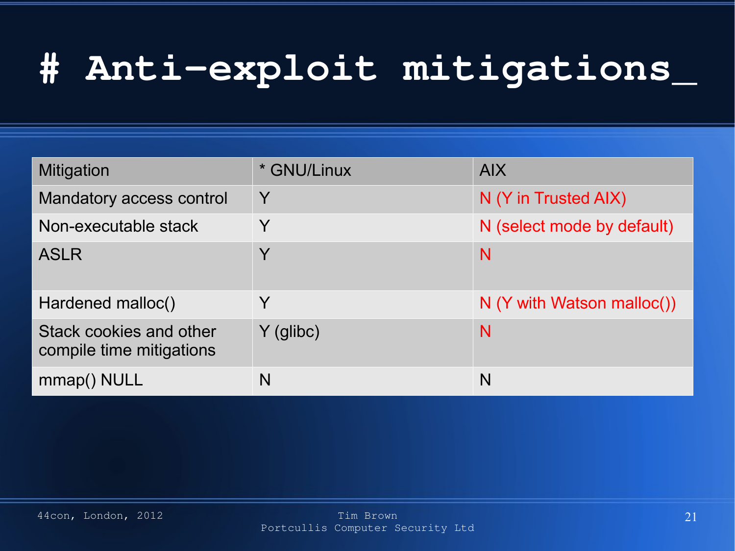# Anti-exploit mitigations_

| Mitigation | * GNU/Linux | AIX |
| --- | --- | --- |
| Mandatory access control | Y | N (Y in Trusted AIX) |
| Non-executable stack | Y | N (select mode by default) |
| ASLR | Y | N |
| Hardened malloc() | Y | N (Y with Watson malloc()) |
| Stack cookies and other compile time mitigations | Y (glibc) | N |
| mmap() NULL | N | N |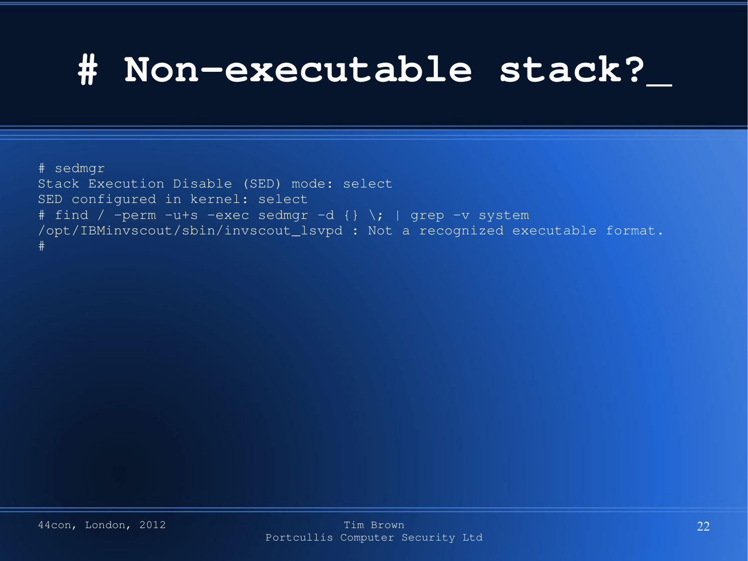# # Non-executable stack?_

```
# sedmgr
Stack Execution Disable (SED) mode: select
SED configured in kernel: select
# find / -perm -u+s -exec sedmgr -d {} \; | grep -v system
/opt/IBMinvscout/sbin/invscout_lsvpd : Not a recognized executable format.
#
```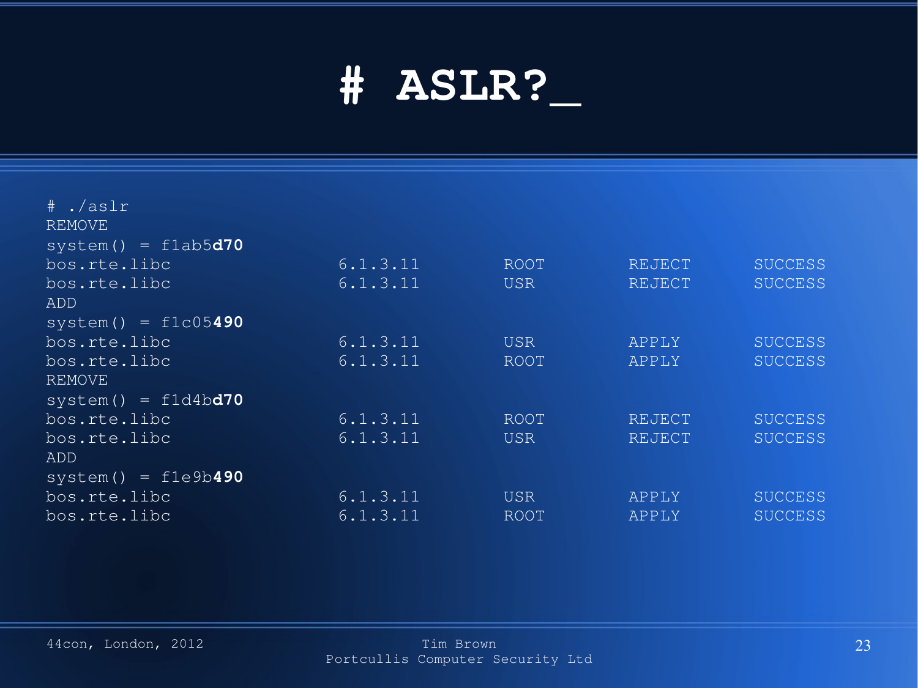# # ASLR?_

```
# ./aslr
REMOVE
system() = f1ab5d70
bos.rte.libc                6.1.3.11        ROOT        REJECT      SUCCESS
bos.rte.libc                6.1.3.11        USR         REJECT      SUCCESS
ADD
system() = f1c05490
bos.rte.libc                6.1.3.11        USR         APPLY       SUCCESS
bos.rte.libc                6.1.3.11        ROOT        APPLY       SUCCESS
REMOVE
system() = f1d4bd70
bos.rte.libc                6.1.3.11        ROOT        REJECT      SUCCESS
bos.rte.libc                6.1.3.11        USR         REJECT      SUCCESS
ADD
system() = f1e9b490
bos.rte.libc                6.1.3.11        USR         APPLY       SUCCESS
bos.rte.libc                6.1.3.11        ROOT        APPLY       SUCCESS
```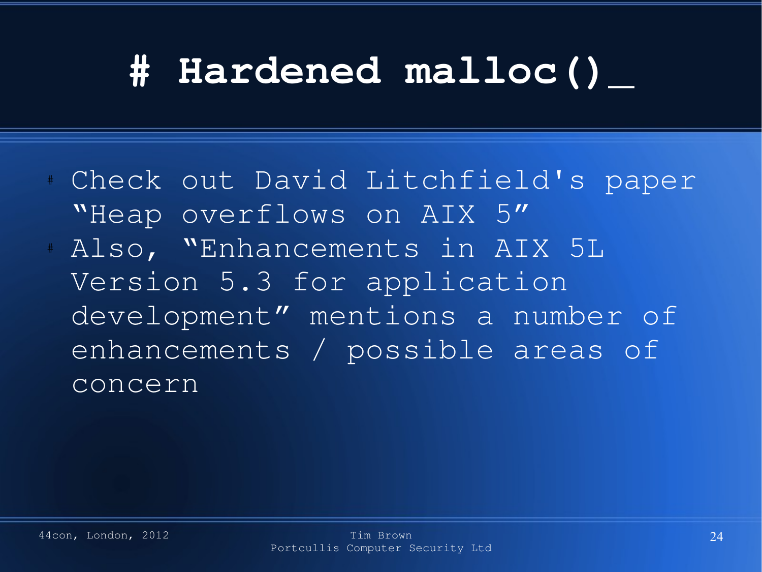# # Hardened malloc()_

- Check out David Litchfield's paper "Heap overflows on AIX 5"
- Also, "Enhancements in AIX 5L Version 5.3 for application development" mentions a number of enhancements / possible areas of concern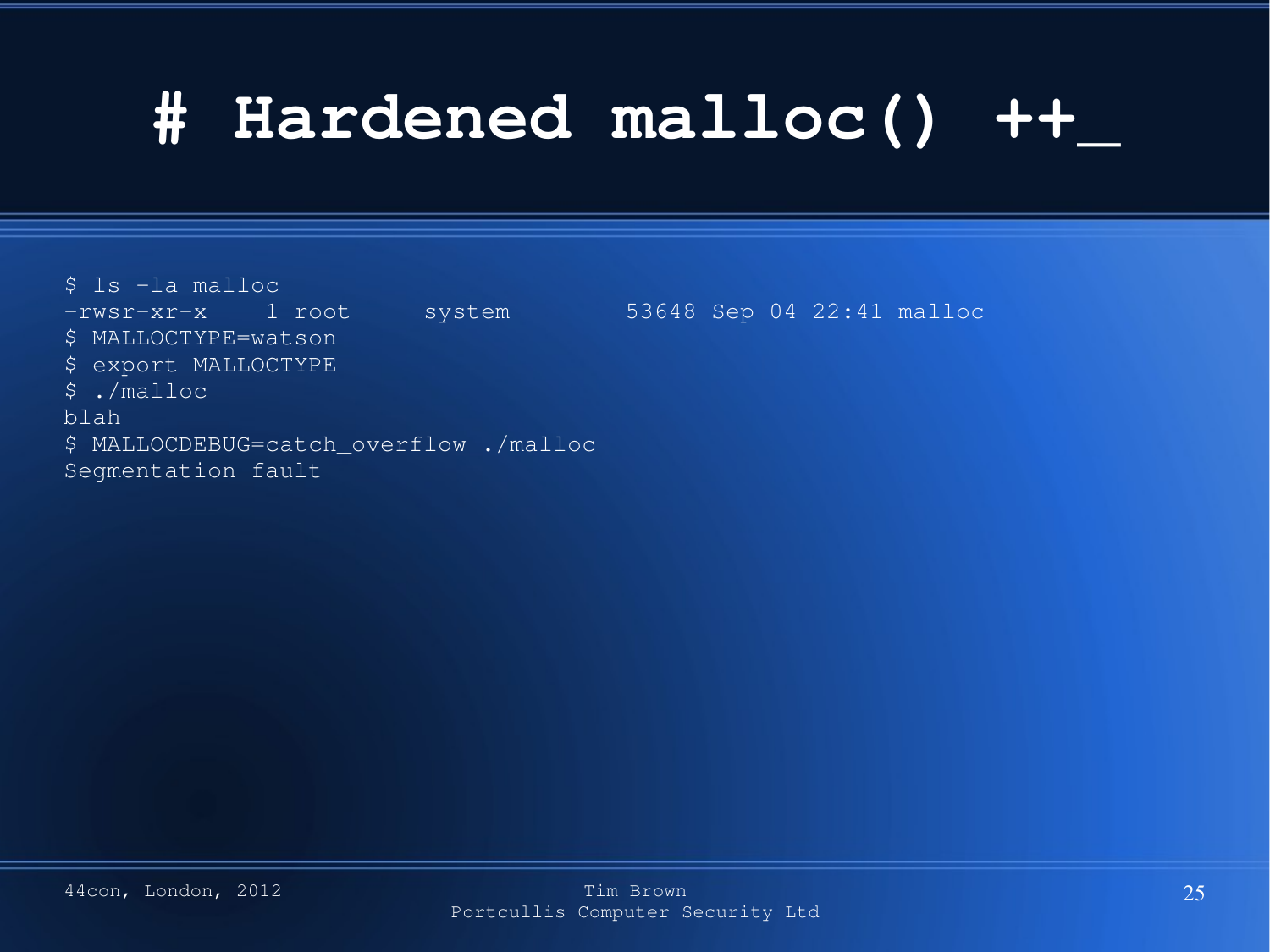# # Hardened malloc() ++_

```
$ ls -la malloc
-rwsr-xr-x    1 root     system        53648 Sep 04 22:41 malloc
$ MALLOCTYPE=watson
$ export MALLOCTYPE
$ ./malloc
blah
$ MALLOCDEBUG=catch_overflow ./malloc
Segmentation fault
```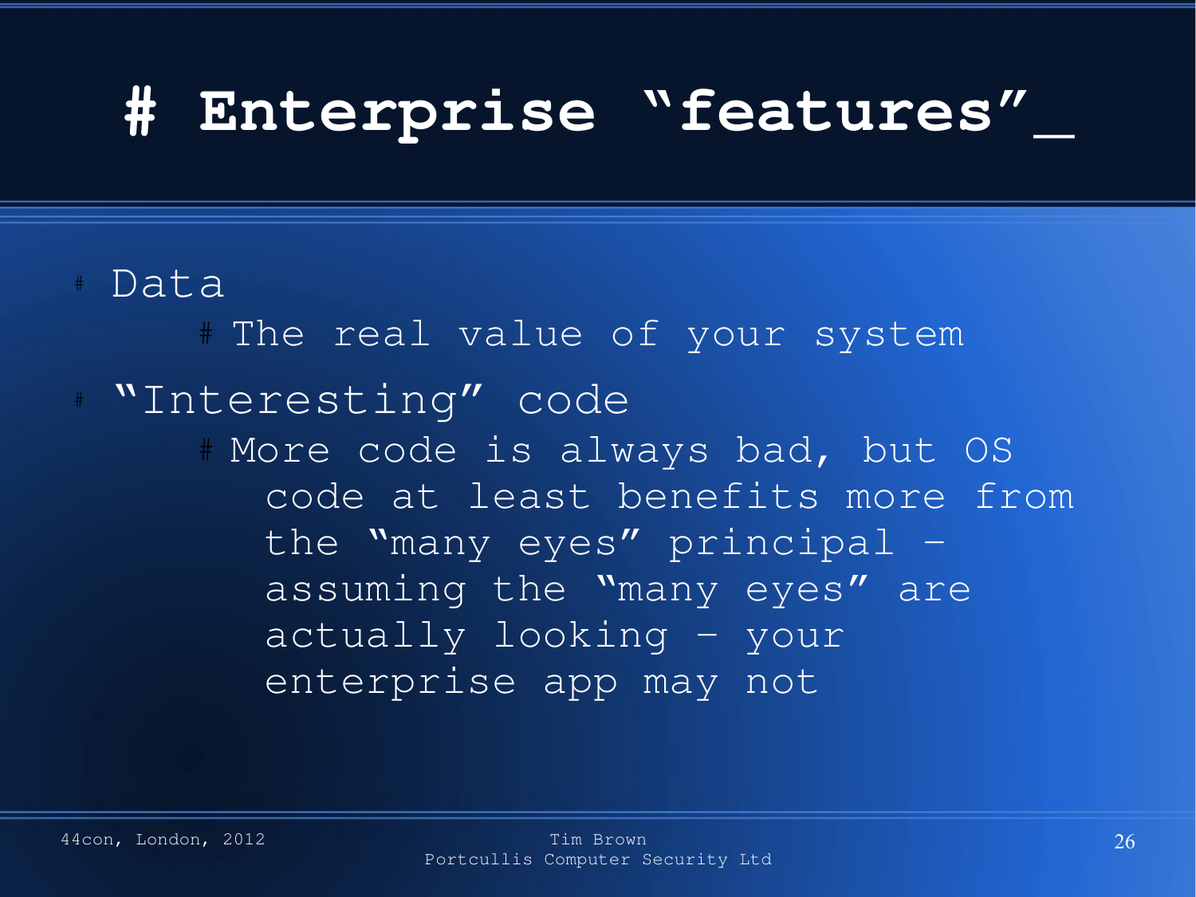# Enterprise "features"_

- Data
  - The real value of your system
- "Interesting" code
  - More code is always bad, but OS code at least benefits more from the "many eyes" principal – assuming the "many eyes" are actually looking – your enterprise app may not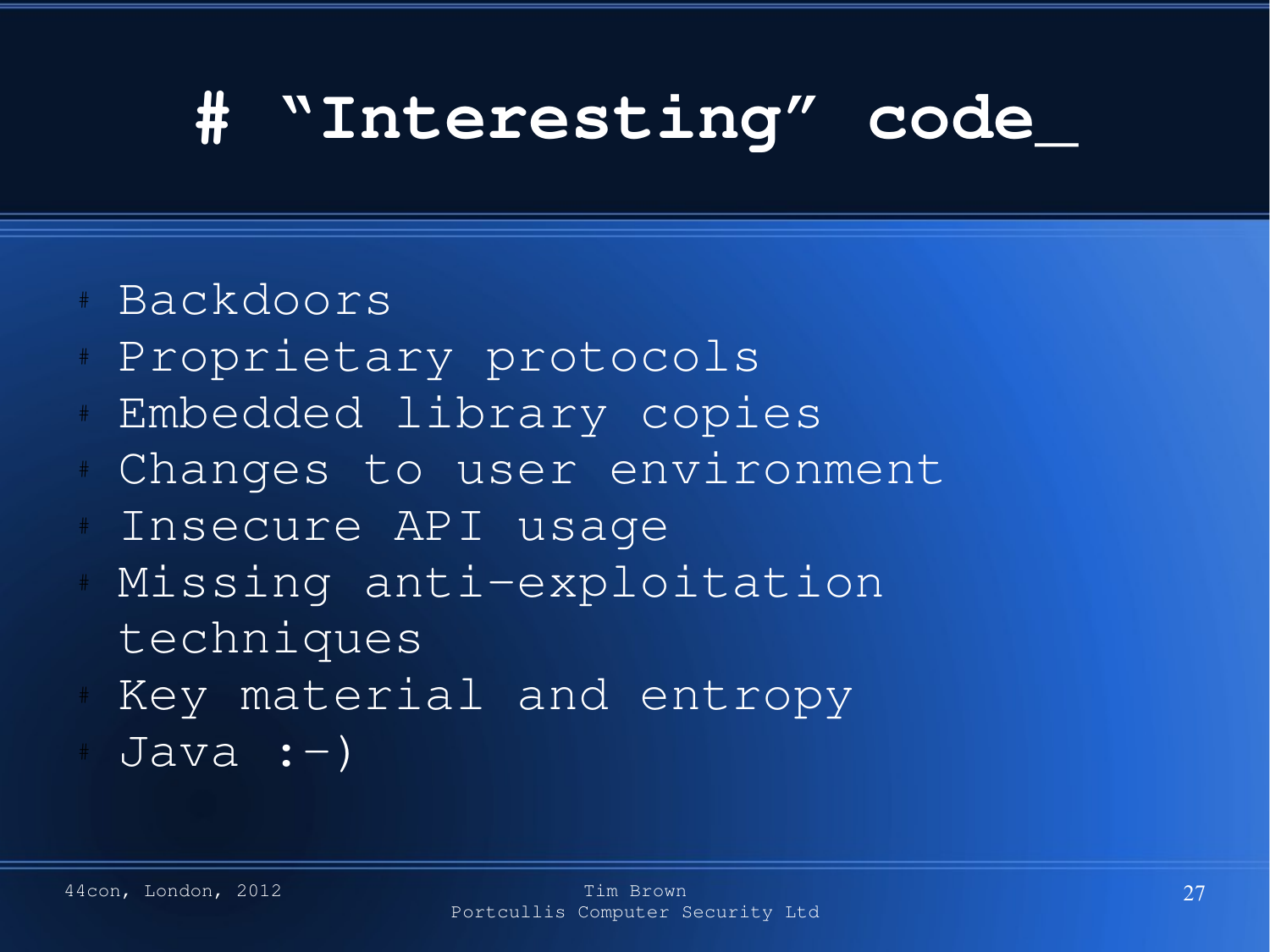# "Interesting" code_

- Backdoors
- Proprietary protocols
- Embedded library copies
- Changes to user environment
- Insecure API usage
- Missing anti-exploitation techniques
- Key material and entropy
- Java :-)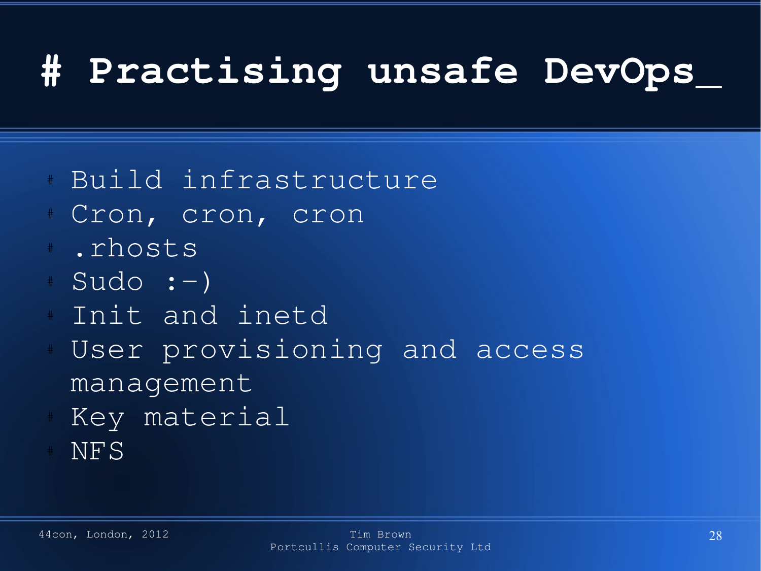# # Practising unsafe DevOps_

- Build infrastructure
- Cron, cron, cron
- .rhosts
- Sudo :-)
- Init and inetd
- User provisioning and access management
- Key material
- NFS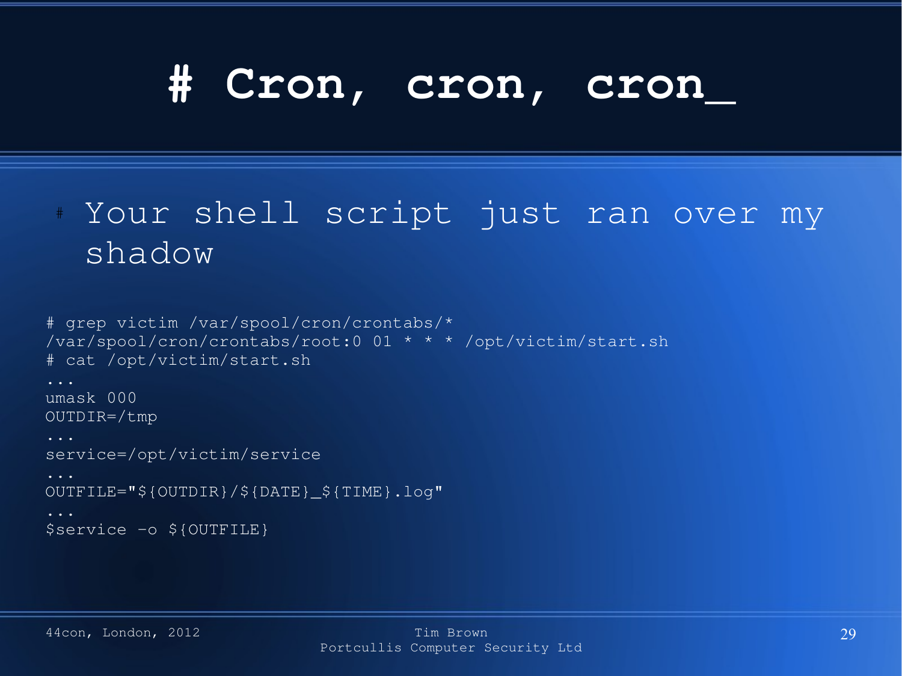# # Cron, cron, cron_

- Your shell script just ran over my shadow

```
# grep victim /var/spool/cron/crontabs/*
/var/spool/cron/crontabs/root:0 01 * * * /opt/victim/start.sh
# cat /opt/victim/start.sh
...
umask 000
OUTDIR=/tmp
...
service=/opt/victim/service
...
OUTFILE="${OUTDIR}/${DATE}_${TIME}.log"
...
$service -o ${OUTFILE}
```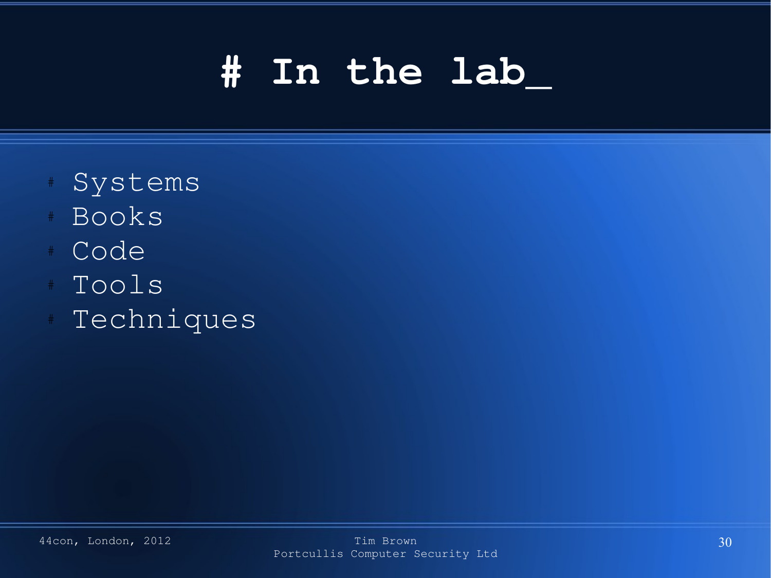# In the lab_

- Systems
- Books
- Code
- Tools
- Techniques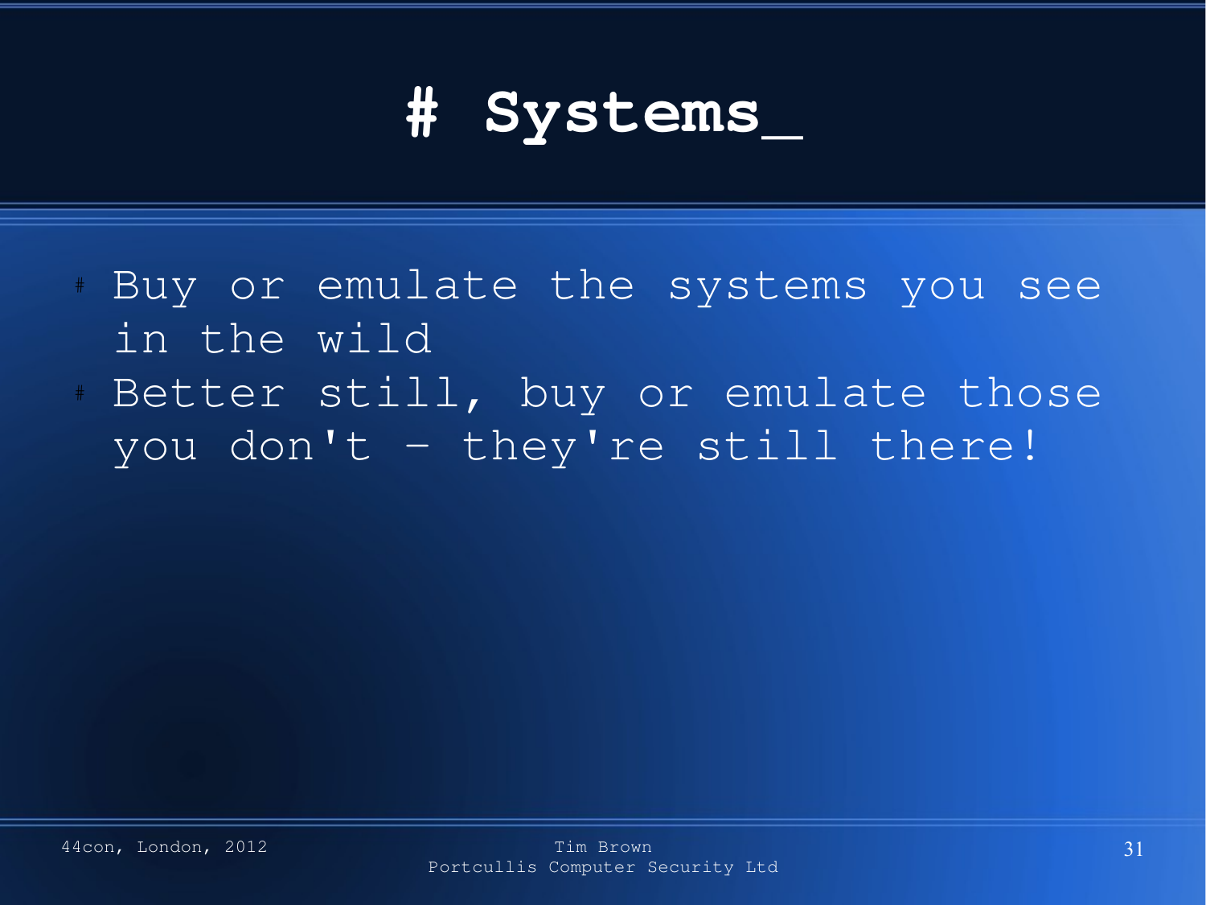# # Systems_

- Buy or emulate the systems you see in the wild
- Better still, buy or emulate those you don't – they're still there!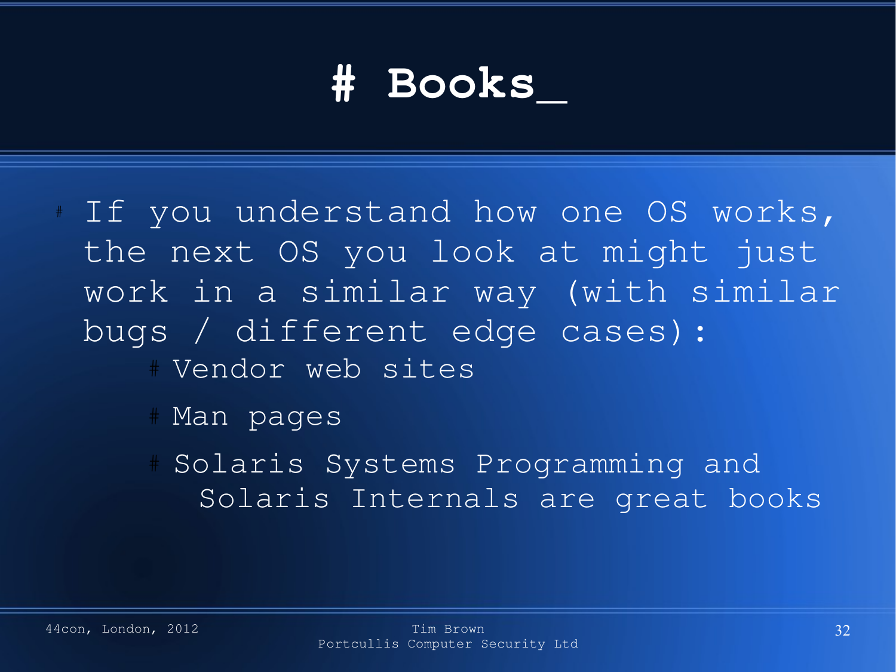# # Books_

- If you understand how one OS works, the next OS you look at might just work in a similar way (with similar bugs / different edge cases):
  - Vendor web sites
  - Man pages
  - Solaris Systems Programming and Solaris Internals are great books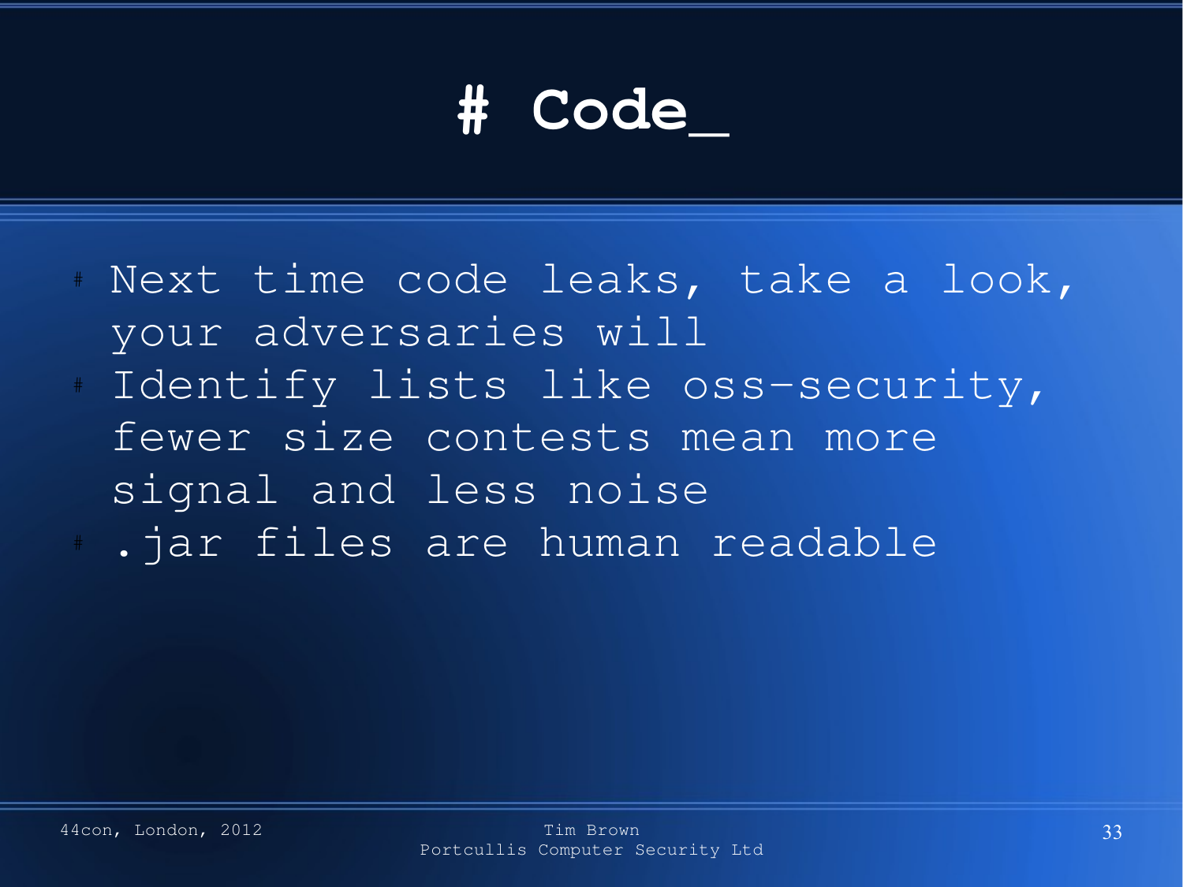# # Code_

- Next time code leaks, take a look, your adversaries will
- Identify lists like oss-security, fewer size contests mean more signal and less noise
- .jar files are human readable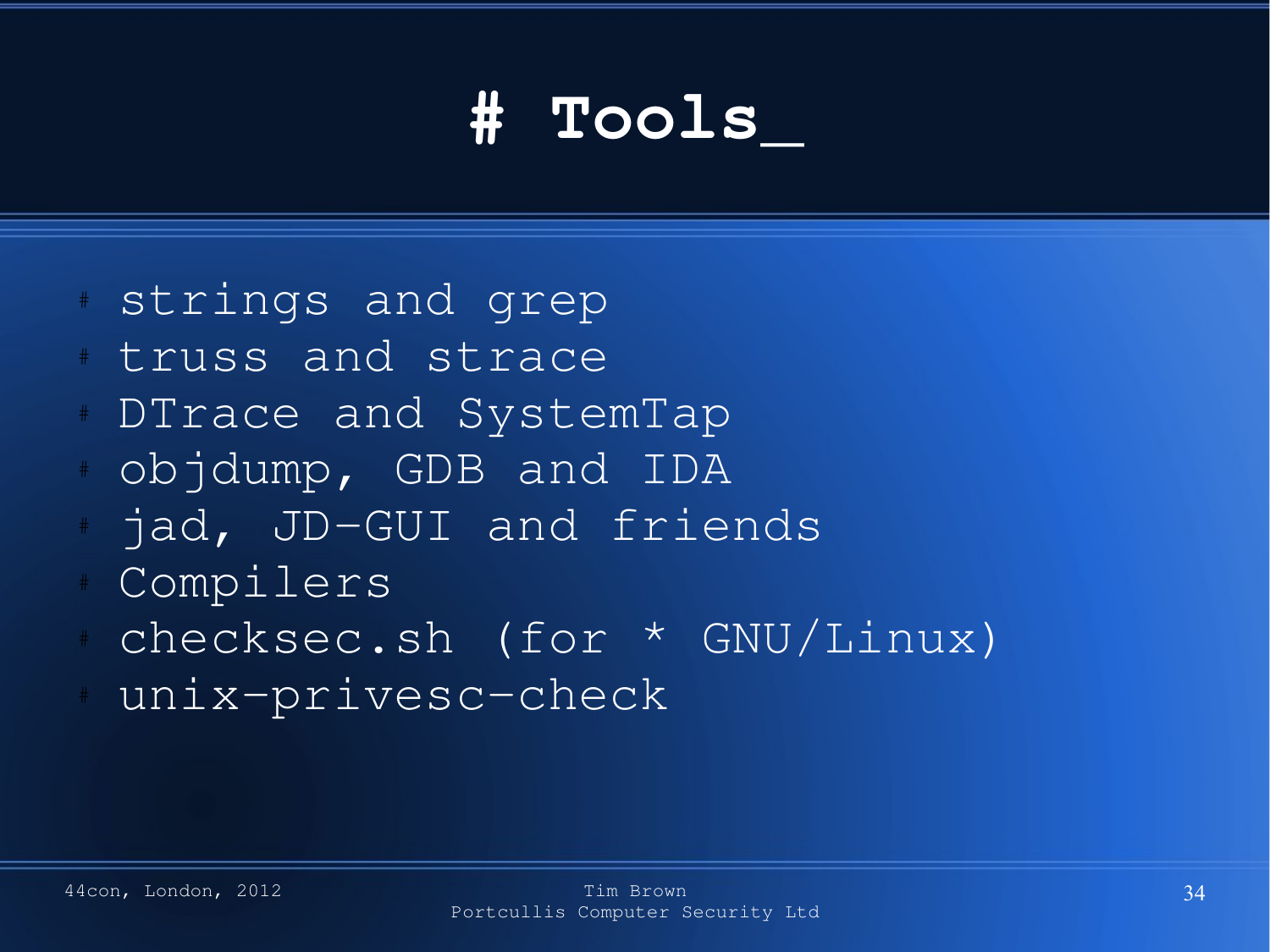# # Tools_

- strings and grep
- truss and strace
- DTrace and SystemTap
- objdump, GDB and IDA
- jad, JD-GUI and friends
- Compilers
- checksec.sh (for * GNU/Linux)
- unix-privesc-check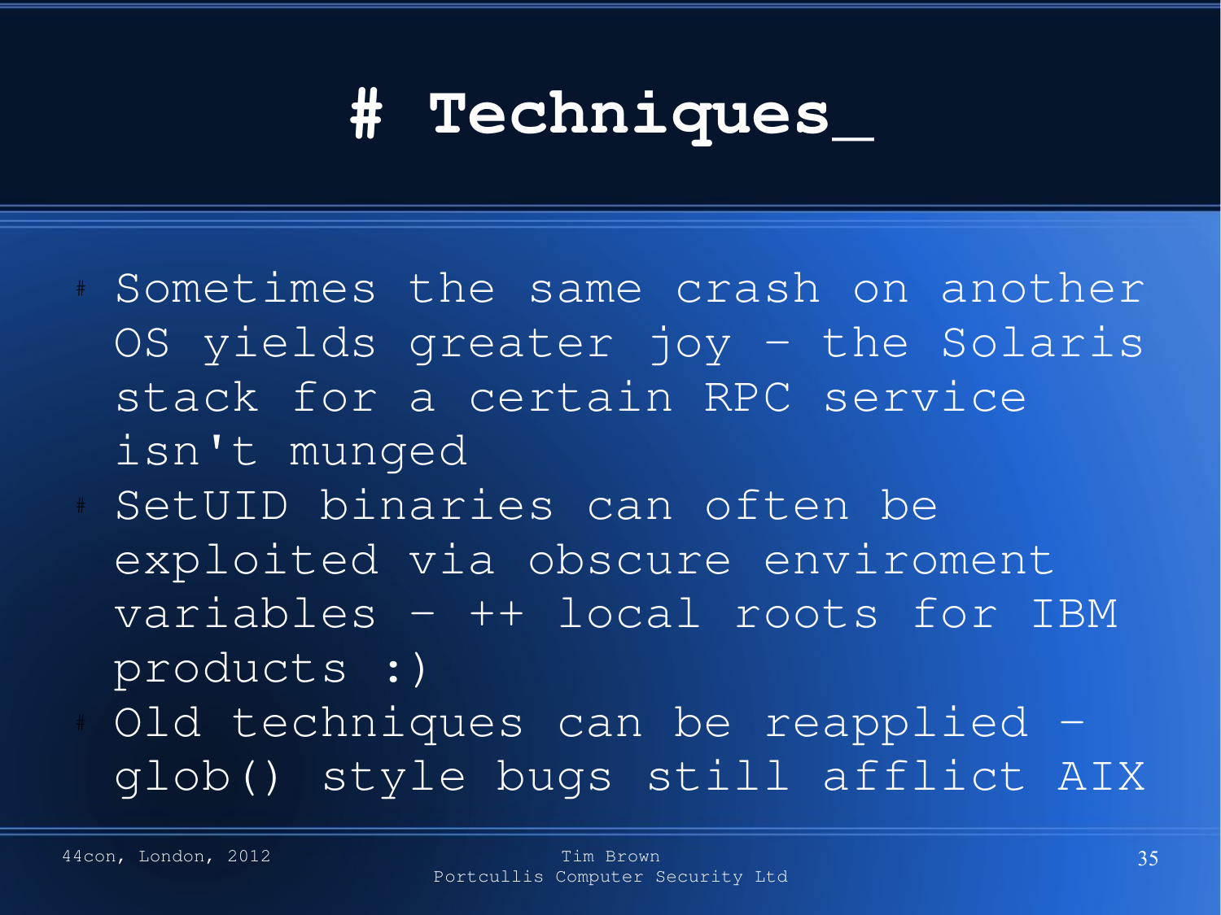# # Techniques_

- Sometimes the same crash on another OS yields greater joy – the Solaris stack for a certain RPC service isn't munged
- SetUID binaries can often be exploited via obscure enviroment variables – ++ local roots for IBM products :)
- Old techniques can be reapplied – glob() style bugs still afflict AIX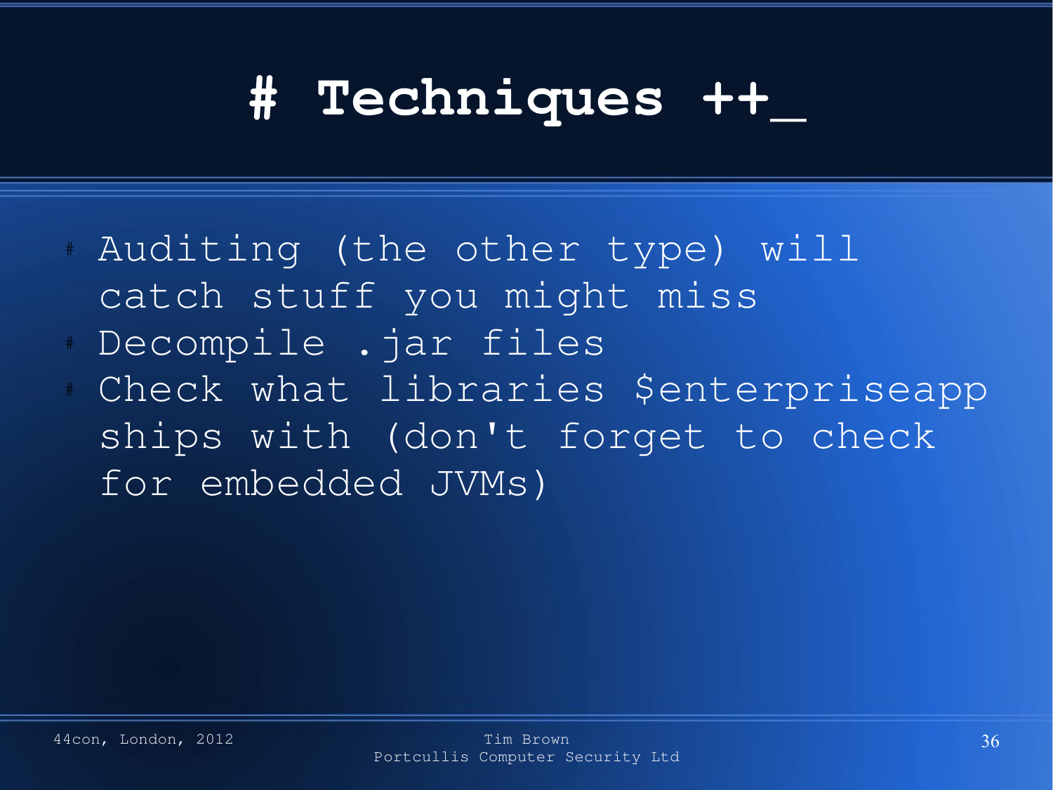# # Techniques ++_

- Auditing (the other type) will catch stuff you might miss
- Decompile .jar files
- Check what libraries $enterpriseapp ships with (don't forget to check for embedded JVMs)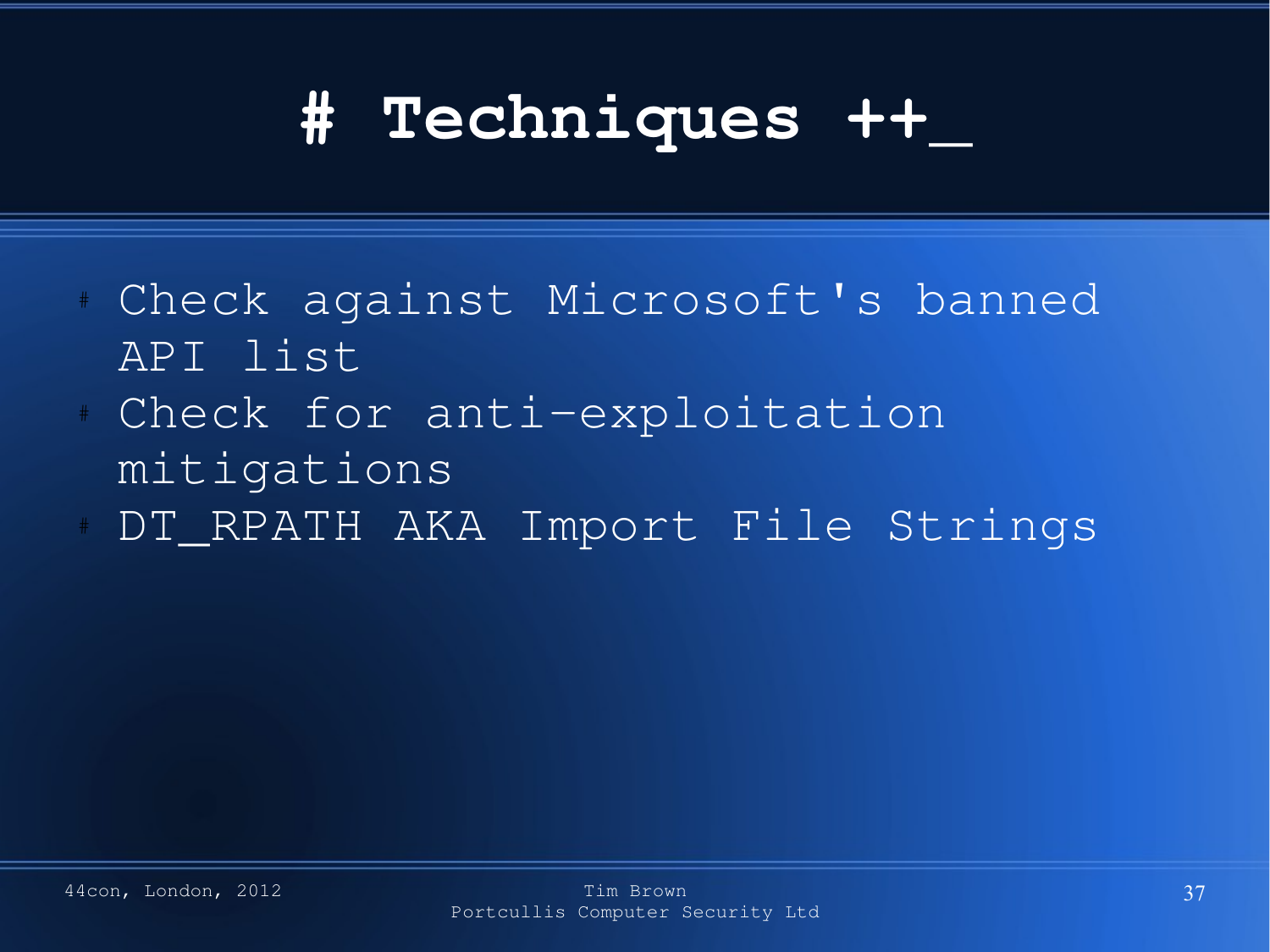# # Techniques ++_

- Check against Microsoft's banned API list
- Check for anti-exploitation mitigations
- DT_RPATH AKA Import File Strings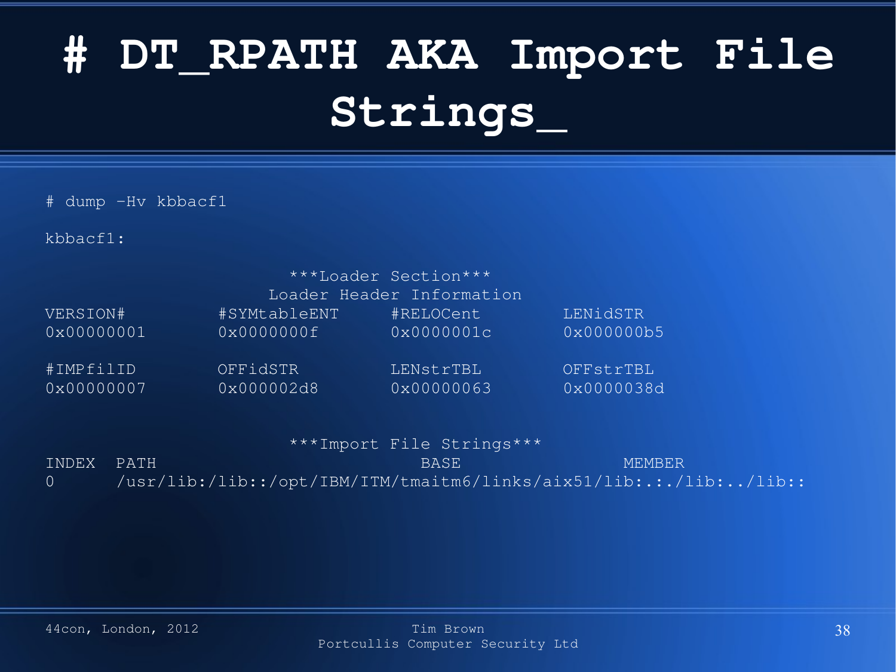# # DT_RPATH AKA Import File Strings_

```
# dump -Hv kbbacf1

kbbacf1:

                        ***Loader Section***
                      Loader Header Information
VERSION#         #SYMtableENT     #RELOCent        LENidSTR
0x00000001       0x0000000f       0x0000001c       0x000000b5

#IMPfilID        OFFidSTR         LENstrTBL        OFFstrTBL
0x00000007       0x000002d8       0x00000063       0x0000038d


                        ***Import File Strings***
INDEX  PATH                          BASE                MEMBER
0      /usr/lib:/lib::/opt/IBM/ITM/tmaitm6/links/aix51/lib:.:./lib:../lib::
```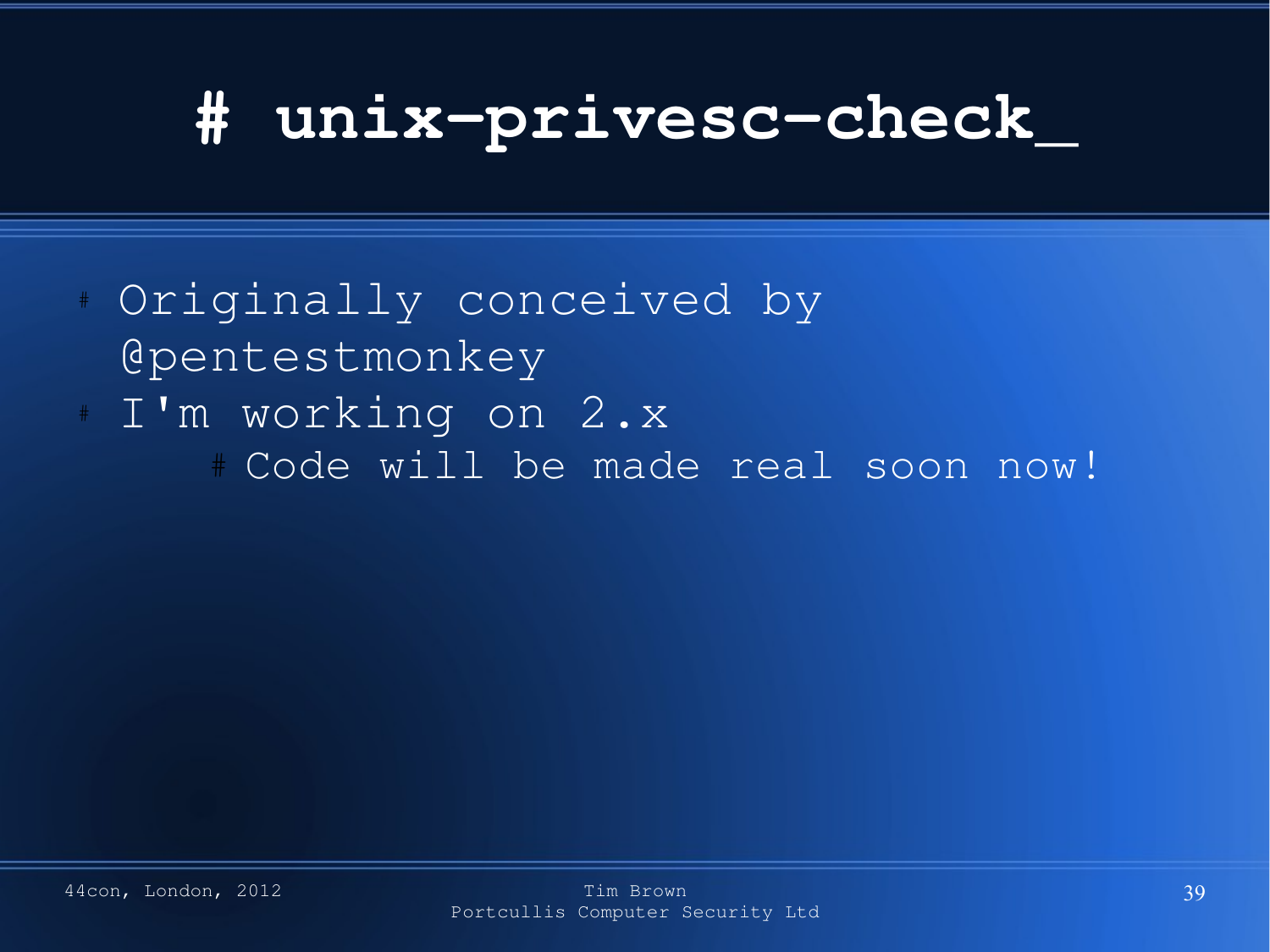# # unix-privesc-check_

- Originally conceived by @pentestmonkey
- I'm working on 2.x
  - Code will be made real soon now!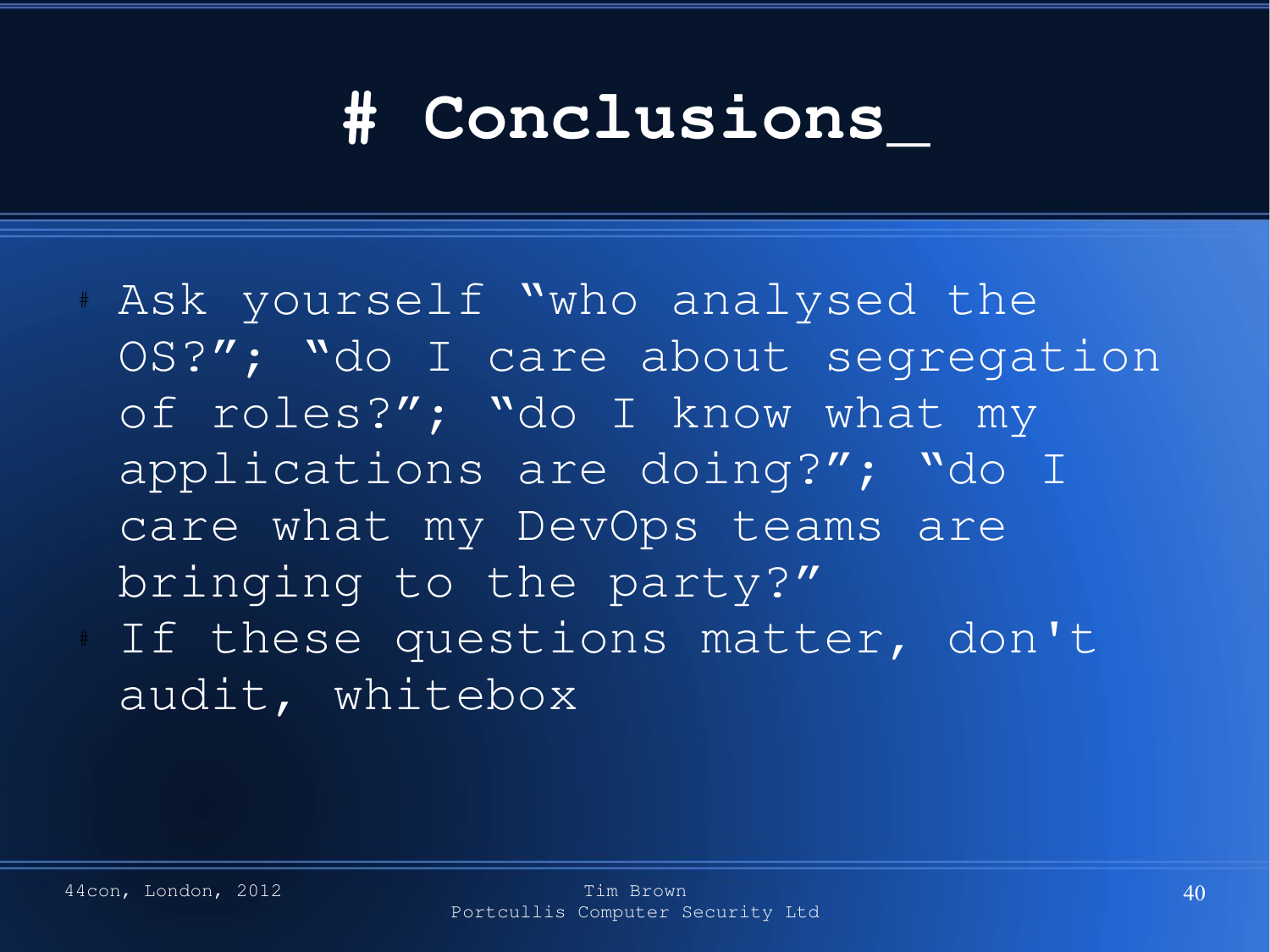# Conclusions_

- Ask yourself "who analysed the OS?"; "do I care about segregation of roles?"; "do I know what my applications are doing?"; "do I care what my DevOps teams are bringing to the party?"
- If these questions matter, don't audit, whitebox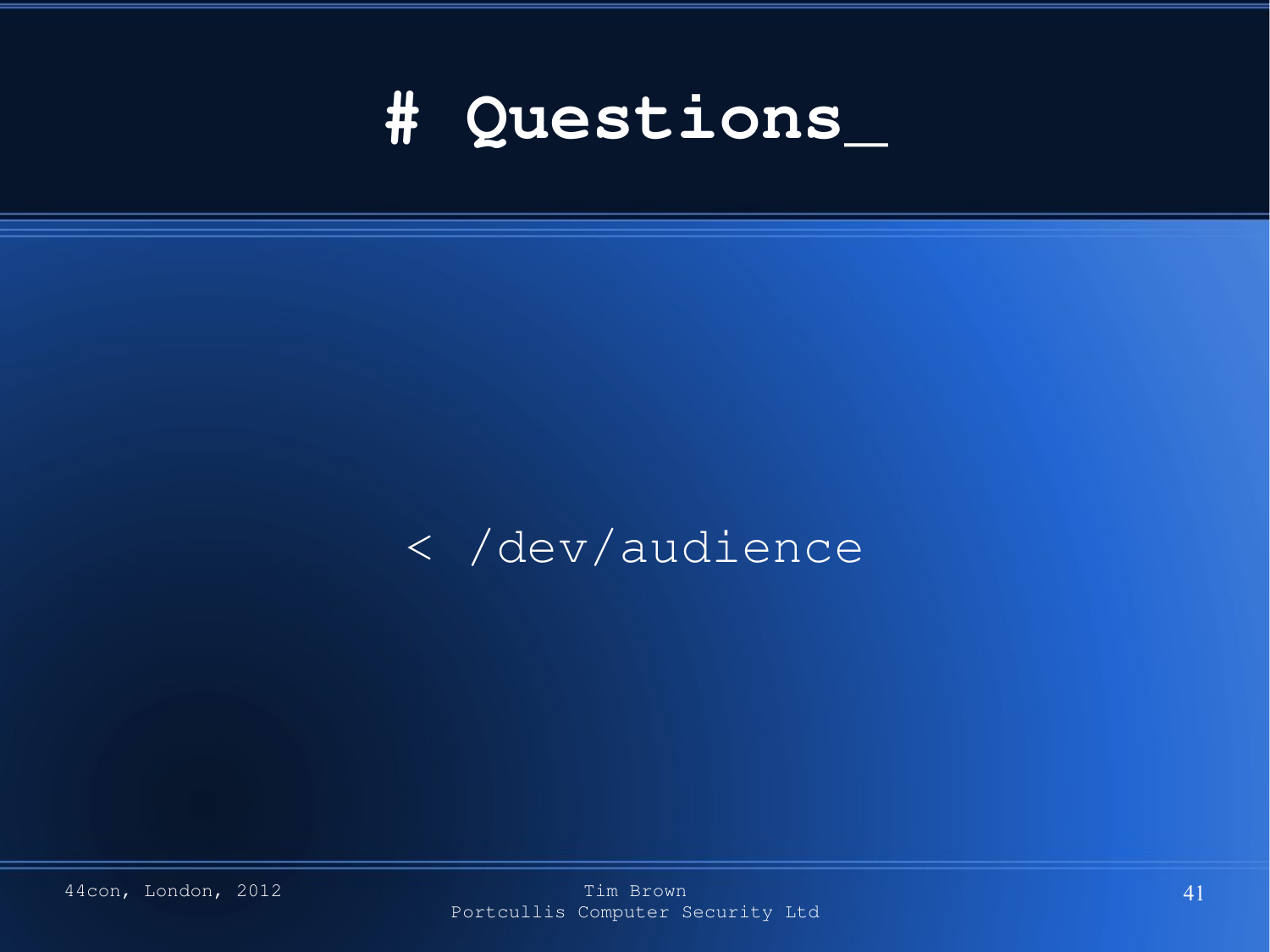# # Questions_

< /dev/audience